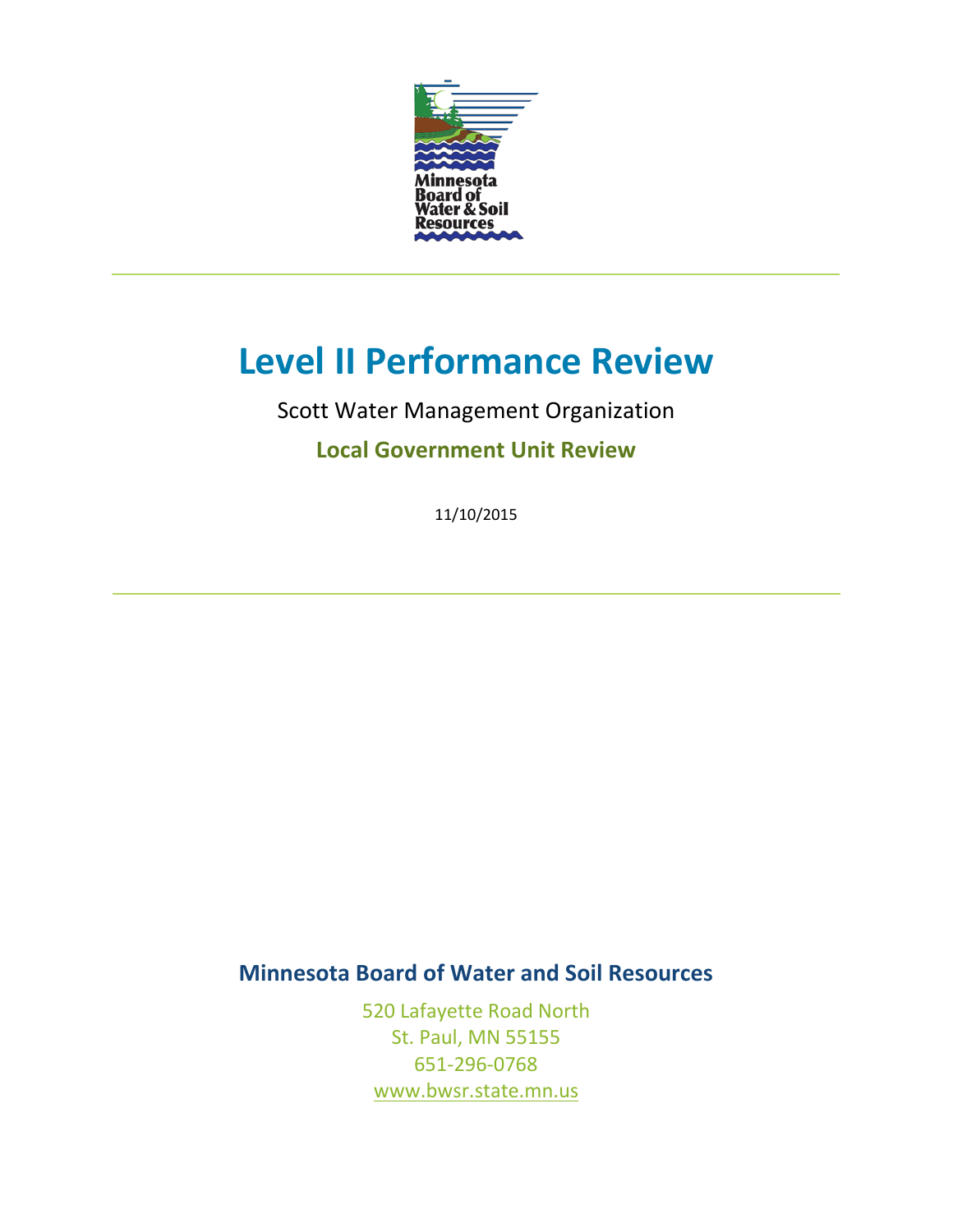Minnesota Board of Water & Soil Resources

# Level II Performance Review

Scott Water Management Organization

## Local Government Unit Review

11/10/2015

**Minnesota Board of Water and Soil Resources**

520 Lafayette Road North
St. Paul, MN 55155
651-296-0768
www.bwsr.state.mn.us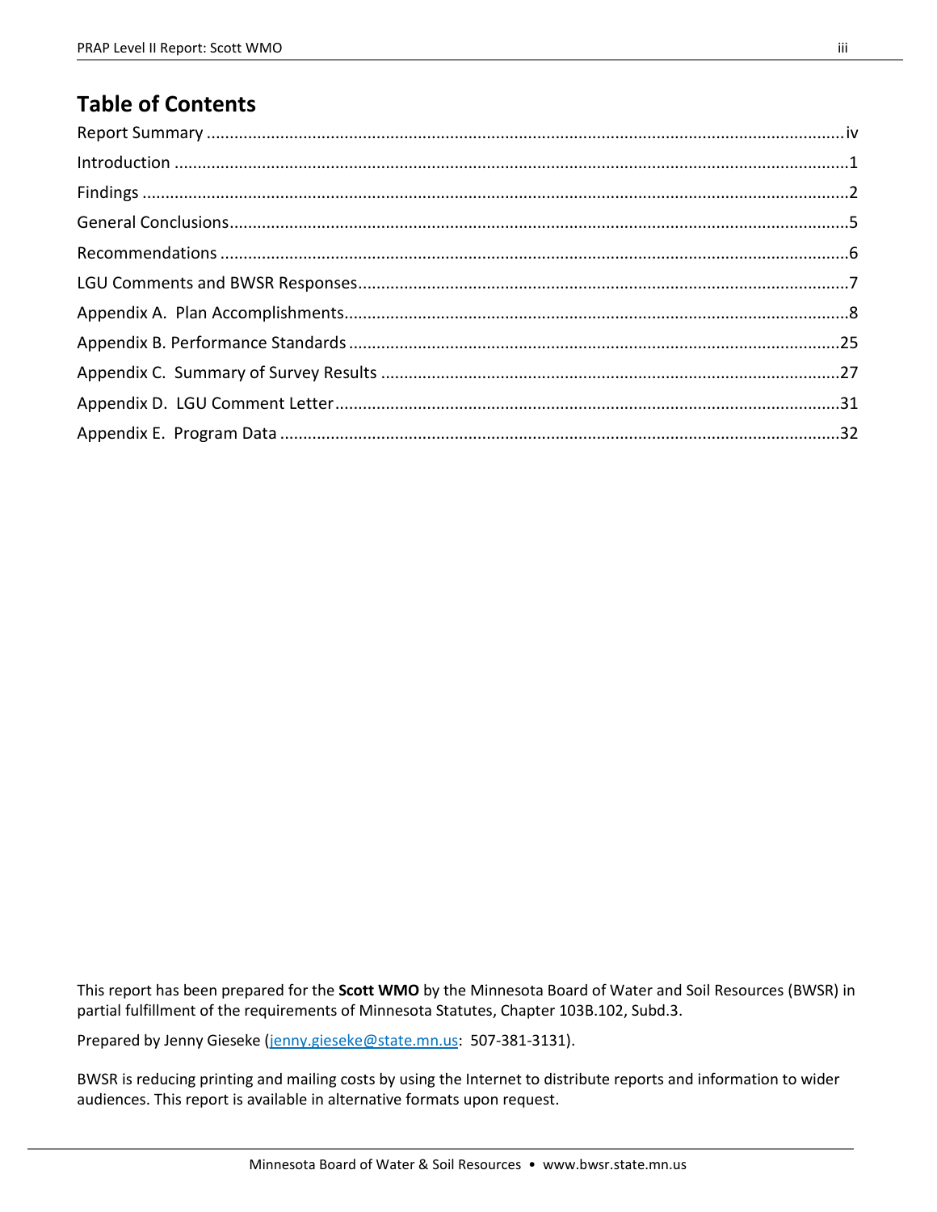# Table of Contents

Report Summary .......... iv

Introduction .......... 1

Findings .......... 2

General Conclusions .......... 5

Recommendations .......... 6

LGU Comments and BWSR Responses .......... 7

Appendix A. Plan Accomplishments .......... 8

Appendix B. Performance Standards .......... 25

Appendix C. Summary of Survey Results .......... 27

Appendix D. LGU Comment Letter .......... 31

Appendix E. Program Data .......... 32

This report has been prepared for the **Scott WMO** by the Minnesota Board of Water and Soil Resources (BWSR) in partial fulfillment of the requirements of Minnesota Statutes, Chapter 103B.102, Subd.3.

Prepared by Jenny Gieseke (jenny.gieseke@state.mn.us: 507-381-3131).

BWSR is reducing printing and mailing costs by using the Internet to distribute reports and information to wider audiences. This report is available in alternative formats upon request.

Minnesota Board of Water & Soil Resources • www.bwsr.state.mn.us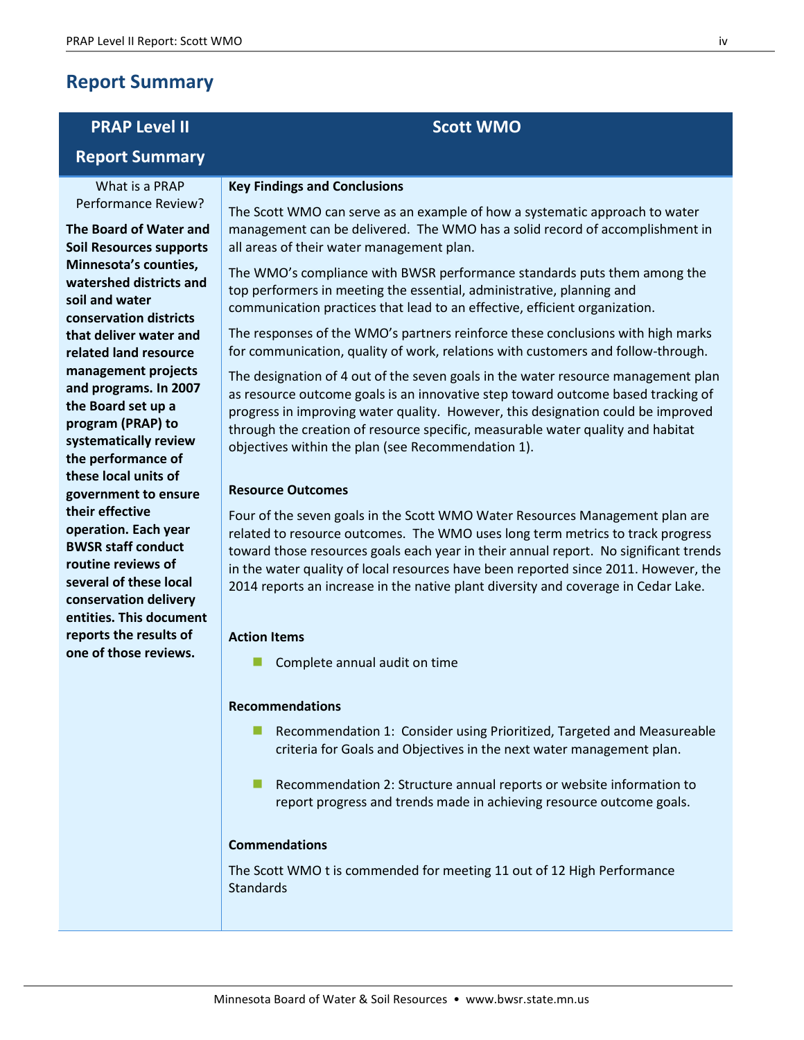## Report Summary

| PRAP Level II Report Summary | Scott WMO |
|---|---|
| What is a PRAP Performance Review?<br><br>**The Board of Water and Soil Resources supports Minnesota's counties, watershed districts and soil and water conservation districts that deliver water and related land resource management projects and programs. In 2007 the Board set up a program (PRAP) to systematically review the performance of these local units of government to ensure their effective operation. Each year BWSR staff conduct routine reviews of several of these local conservation delivery entities. This document reports the results of one of those reviews.** | **Key Findings and Conclusions**<br><br>The Scott WMO can serve as an example of how a systematic approach to water management can be delivered. The WMO has a solid record of accomplishment in all areas of their water management plan.<br><br>The WMO's compliance with BWSR performance standards puts them among the top performers in meeting the essential, administrative, planning and communication practices that lead to an effective, efficient organization.<br><br>The responses of the WMO's partners reinforce these conclusions with high marks for communication, quality of work, relations with customers and follow-through.<br><br>The designation of 4 out of the seven goals in the water resource management plan as resource outcome goals is an innovative step toward outcome based tracking of progress in improving water quality. However, this designation could be improved through the creation of resource specific, measurable water quality and habitat objectives within the plan (see Recommendation 1).<br><br>**Resource Outcomes**<br><br>Four of the seven goals in the Scott WMO Water Resources Management plan are related to resource outcomes. The WMO uses long term metrics to track progress toward those resources goals each year in their annual report. No significant trends in the water quality of local resources have been reported since 2011. However, the 2014 reports an increase in the native plant diversity and coverage in Cedar Lake.<br><br>**Action Items**<br><br>- Complete annual audit on time<br><br>**Recommendations**<br><br>- Recommendation 1: Consider using Prioritized, Targeted and Measureable criteria for Goals and Objectives in the next water management plan.<br>- Recommendation 2: Structure annual reports or website information to report progress and trends made in achieving resource outcome goals.<br><br>**Commendations**<br><br>The Scott WMO t is commended for meeting 11 out of 12 High Performance Standards |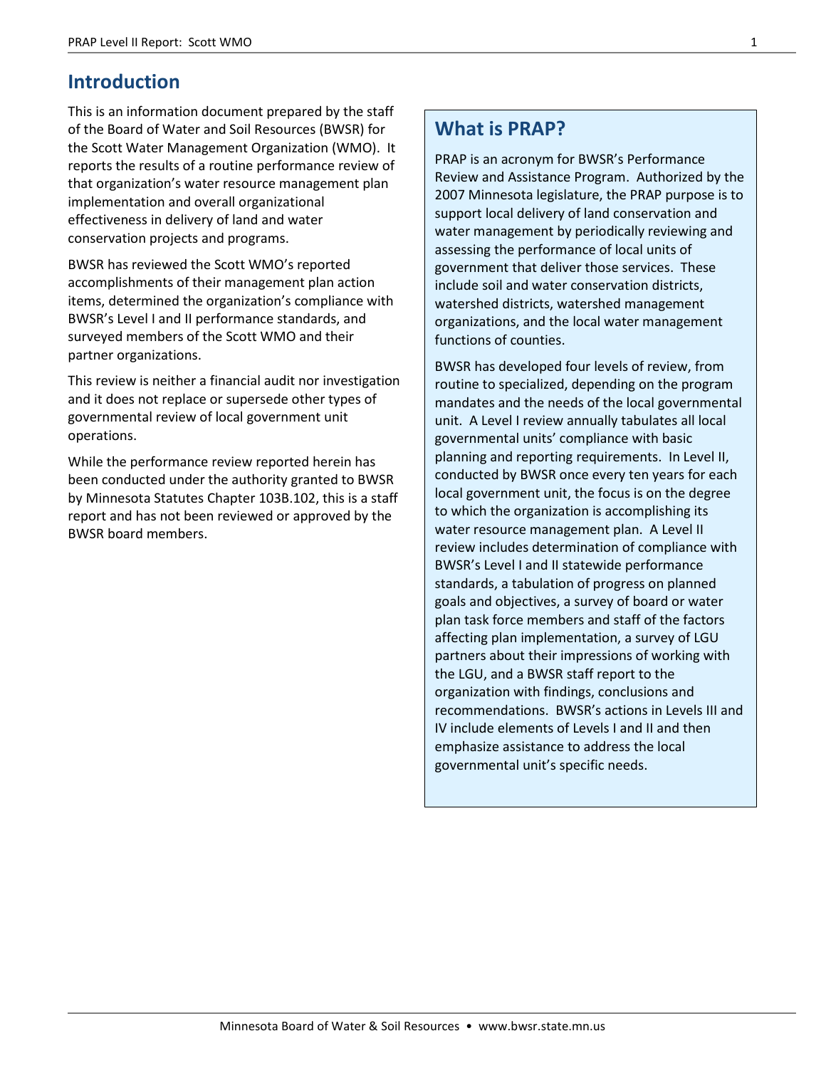## Introduction

This is an information document prepared by the staff of the Board of Water and Soil Resources (BWSR) for the Scott Water Management Organization (WMO). It reports the results of a routine performance review of that organization's water resource management plan implementation and overall organizational effectiveness in delivery of land and water conservation projects and programs.

BWSR has reviewed the Scott WMO's reported accomplishments of their management plan action items, determined the organization's compliance with BWSR's Level I and II performance standards, and surveyed members of the Scott WMO and their partner organizations.

This review is neither a financial audit nor investigation and it does not replace or supersede other types of governmental review of local government unit operations.

While the performance review reported herein has been conducted under the authority granted to BWSR by Minnesota Statutes Chapter 103B.102, this is a staff report and has not been reviewed or approved by the BWSR board members.

## What is PRAP?

PRAP is an acronym for BWSR's Performance Review and Assistance Program. Authorized by the 2007 Minnesota legislature, the PRAP purpose is to support local delivery of land conservation and water management by periodically reviewing and assessing the performance of local units of government that deliver those services. These include soil and water conservation districts, watershed districts, watershed management organizations, and the local water management functions of counties.

BWSR has developed four levels of review, from routine to specialized, depending on the program mandates and the needs of the local governmental unit. A Level I review annually tabulates all local governmental units' compliance with basic planning and reporting requirements. In Level II, conducted by BWSR once every ten years for each local government unit, the focus is on the degree to which the organization is accomplishing its water resource management plan. A Level II review includes determination of compliance with BWSR's Level I and II statewide performance standards, a tabulation of progress on planned goals and objectives, a survey of board or water plan task force members and staff of the factors affecting plan implementation, a survey of LGU partners about their impressions of working with the LGU, and a BWSR staff report to the organization with findings, conclusions and recommendations. BWSR's actions in Levels III and IV include elements of Levels I and II and then emphasize assistance to address the local governmental unit's specific needs.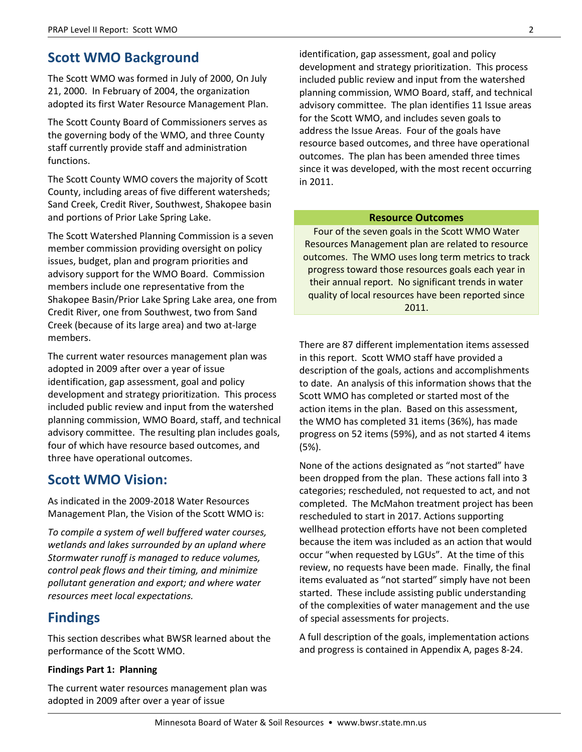## Scott WMO Background

The Scott WMO was formed in July of 2000, On July 21, 2000. In February of 2004, the organization adopted its first Water Resource Management Plan.

The Scott County Board of Commissioners serves as the governing body of the WMO, and three County staff currently provide staff and administration functions.

The Scott County WMO covers the majority of Scott County, including areas of five different watersheds; Sand Creek, Credit River, Southwest, Shakopee basin and portions of Prior Lake Spring Lake.

The Scott Watershed Planning Commission is a seven member commission providing oversight on policy issues, budget, plan and program priorities and advisory support for the WMO Board. Commission members include one representative from the Shakopee Basin/Prior Lake Spring Lake area, one from Credit River, one from Southwest, two from Sand Creek (because of its large area) and two at-large members.

The current water resources management plan was adopted in 2009 after over a year of issue identification, gap assessment, goal and policy development and strategy prioritization. This process included public review and input from the watershed planning commission, WMO Board, staff, and technical advisory committee. The resulting plan includes goals, four of which have resource based outcomes, and three have operational outcomes.

## Scott WMO Vision:

As indicated in the 2009-2018 Water Resources Management Plan, the Vision of the Scott WMO is:

*To compile a system of well buffered water courses, wetlands and lakes surrounded by an upland where Stormwater runoff is managed to reduce volumes, control peak flows and their timing, and minimize pollutant generation and export; and where water resources meet local expectations.*

## Findings

This section describes what BWSR learned about the performance of the Scott WMO.

**Findings Part 1: Planning**

The current water resources management plan was adopted in 2009 after over a year of issue identification, gap assessment, goal and policy development and strategy prioritization. This process included public review and input from the watershed planning commission, WMO Board, staff, and technical advisory committee. The plan identifies 11 Issue areas for the Scott WMO, and includes seven goals to address the Issue Areas. Four of the goals have resource based outcomes, and three have operational outcomes. The plan has been amended three times since it was developed, with the most recent occurring in 2011.

**Resource Outcomes**

Four of the seven goals in the Scott WMO Water Resources Management plan are related to resource outcomes. The WMO uses long term metrics to track progress toward those resources goals each year in their annual report. No significant trends in water quality of local resources have been reported since 2011.

There are 87 different implementation items assessed in this report. Scott WMO staff have provided a description of the goals, actions and accomplishments to date. An analysis of this information shows that the Scott WMO has completed or started most of the action items in the plan. Based on this assessment, the WMO has completed 31 items (36%), has made progress on 52 items (59%), and as not started 4 items (5%).

None of the actions designated as "not started" have been dropped from the plan. These actions fall into 3 categories; rescheduled, not requested to act, and not completed. The McMahon treatment project has been rescheduled to start in 2017. Actions supporting wellhead protection efforts have not been completed because the item was included as an action that would occur "when requested by LGUs". At the time of this review, no requests have been made. Finally, the final items evaluated as "not started" simply have not been started. These include assisting public understanding of the complexities of water management and the use of special assessments for projects.

A full description of the goals, implementation actions and progress is contained in Appendix A, pages 8-24.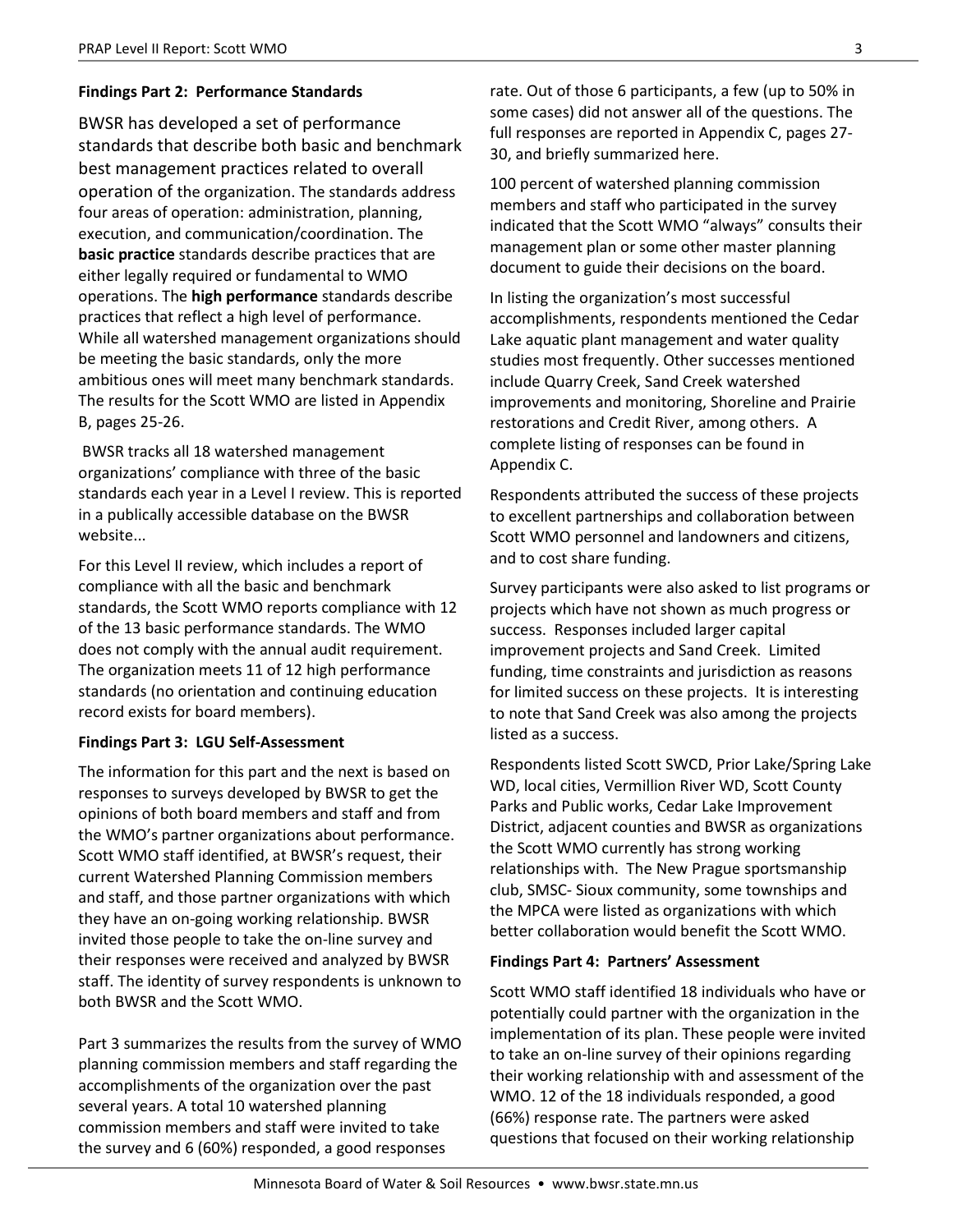**Findings Part 2: Performance Standards**

BWSR has developed a set of performance standards that describe both basic and benchmark best management practices related to overall operation of the organization. The standards address four areas of operation: administration, planning, execution, and communication/coordination. The **basic practice** standards describe practices that are either legally required or fundamental to WMO operations. The **high performance** standards describe practices that reflect a high level of performance. While all watershed management organizations should be meeting the basic standards, only the more ambitious ones will meet many benchmark standards. The results for the Scott WMO are listed in Appendix B, pages 25-26.

BWSR tracks all 18 watershed management organizations' compliance with three of the basic standards each year in a Level I review. This is reported in a publically accessible database on the BWSR website...

For this Level II review, which includes a report of compliance with all the basic and benchmark standards, the Scott WMO reports compliance with 12 of the 13 basic performance standards. The WMO does not comply with the annual audit requirement. The organization meets 11 of 12 high performance standards (no orientation and continuing education record exists for board members).

**Findings Part 3: LGU Self-Assessment**

The information for this part and the next is based on responses to surveys developed by BWSR to get the opinions of both board members and staff and from the WMO's partner organizations about performance. Scott WMO staff identified, at BWSR's request, their current Watershed Planning Commission members and staff, and those partner organizations with which they have an on-going working relationship. BWSR invited those people to take the on-line survey and their responses were received and analyzed by BWSR staff. The identity of survey respondents is unknown to both BWSR and the Scott WMO.

Part 3 summarizes the results from the survey of WMO planning commission members and staff regarding the accomplishments of the organization over the past several years. A total 10 watershed planning commission members and staff were invited to take the survey and 6 (60%) responded, a good responses rate. Out of those 6 participants, a few (up to 50% in some cases) did not answer all of the questions. The full responses are reported in Appendix C, pages 27-30, and briefly summarized here.

100 percent of watershed planning commission members and staff who participated in the survey indicated that the Scott WMO "always" consults their management plan or some other master planning document to guide their decisions on the board.

In listing the organization's most successful accomplishments, respondents mentioned the Cedar Lake aquatic plant management and water quality studies most frequently. Other successes mentioned include Quarry Creek, Sand Creek watershed improvements and monitoring, Shoreline and Prairie restorations and Credit River, among others. A complete listing of responses can be found in Appendix C.

Respondents attributed the success of these projects to excellent partnerships and collaboration between Scott WMO personnel and landowners and citizens, and to cost share funding.

Survey participants were also asked to list programs or projects which have not shown as much progress or success. Responses included larger capital improvement projects and Sand Creek. Limited funding, time constraints and jurisdiction as reasons for limited success on these projects. It is interesting to note that Sand Creek was also among the projects listed as a success.

Respondents listed Scott SWCD, Prior Lake/Spring Lake WD, local cities, Vermillion River WD, Scott County Parks and Public works, Cedar Lake Improvement District, adjacent counties and BWSR as organizations the Scott WMO currently has strong working relationships with. The New Prague sportsmanship club, SMSC- Sioux community, some townships and the MPCA were listed as organizations with which better collaboration would benefit the Scott WMO.

**Findings Part 4: Partners' Assessment**

Scott WMO staff identified 18 individuals who have or potentially could partner with the organization in the implementation of its plan. These people were invited to take an on-line survey of their opinions regarding their working relationship with and assessment of the WMO. 12 of the 18 individuals responded, a good (66%) response rate. The partners were asked questions that focused on their working relationship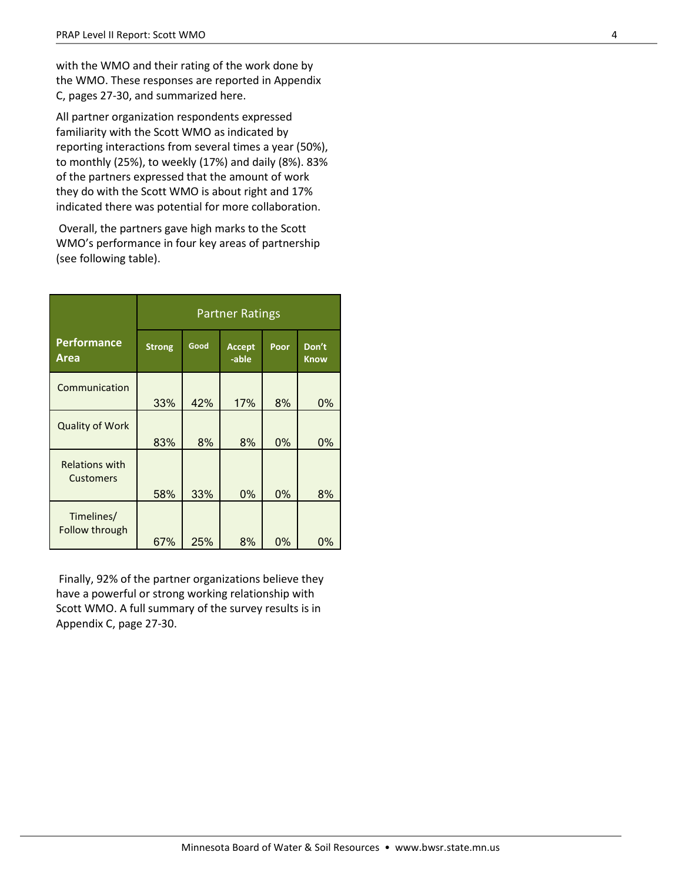with the WMO and their rating of the work done by the WMO. These responses are reported in Appendix C, pages 27-30, and summarized here.

All partner organization respondents expressed familiarity with the Scott WMO as indicated by reporting interactions from several times a year (50%), to monthly (25%), to weekly (17%) and daily (8%). 83% of the partners expressed that the amount of work they do with the Scott WMO is about right and 17% indicated there was potential for more collaboration.

Overall, the partners gave high marks to the Scott WMO's performance in four key areas of partnership (see following table).

| Performance Area | Partner Ratings | | | | |
|---|---|---|---|---|---|
| | Strong | Good | Accept-able | Poor | Don't Know |
| Communication | 33% | 42% | 17% | 8% | 0% |
| Quality of Work | 83% | 8% | 8% | 0% | 0% |
| Relations with Customers | 58% | 33% | 0% | 0% | 8% |
| Timelines/ Follow through | 67% | 25% | 8% | 0% | 0% |

Finally, 92% of the partner organizations believe they have a powerful or strong working relationship with Scott WMO. A full summary of the survey results is in Appendix C, page 27-30.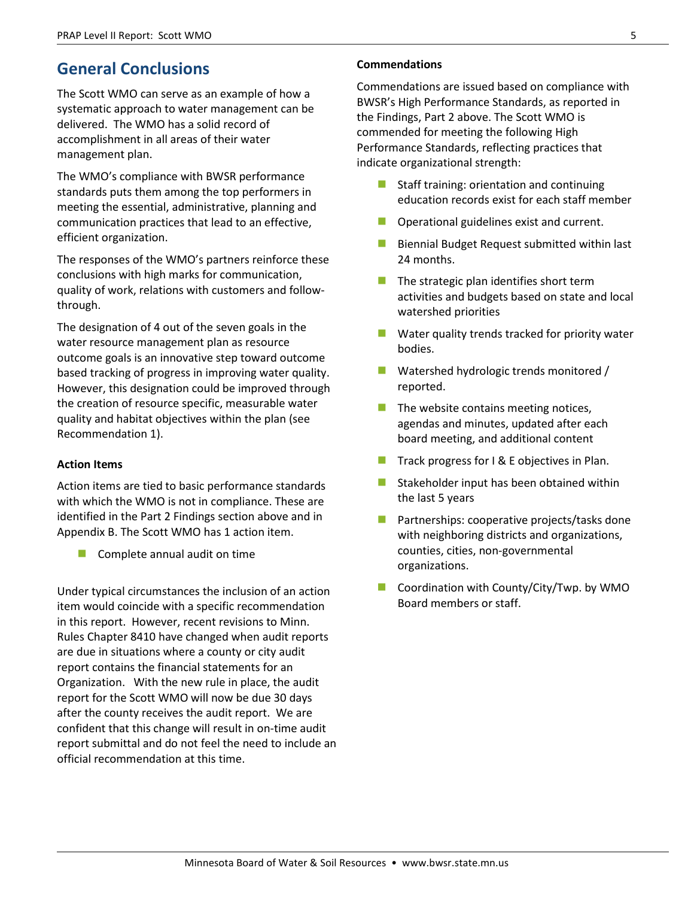## General Conclusions

The Scott WMO can serve as an example of how a systematic approach to water management can be delivered. The WMO has a solid record of accomplishment in all areas of their water management plan.

The WMO's compliance with BWSR performance standards puts them among the top performers in meeting the essential, administrative, planning and communication practices that lead to an effective, efficient organization.

The responses of the WMO's partners reinforce these conclusions with high marks for communication, quality of work, relations with customers and follow-through.

The designation of 4 out of the seven goals in the water resource management plan as resource outcome goals is an innovative step toward outcome based tracking of progress in improving water quality. However, this designation could be improved through the creation of resource specific, measurable water quality and habitat objectives within the plan (see Recommendation 1).

### Action Items

Action items are tied to basic performance standards with which the WMO is not in compliance. These are identified in the Part 2 Findings section above and in Appendix B. The Scott WMO has 1 action item.

- Complete annual audit on time

Under typical circumstances the inclusion of an action item would coincide with a specific recommendation in this report. However, recent revisions to Minn. Rules Chapter 8410 have changed when audit reports are due in situations where a county or city audit report contains the financial statements for an Organization. With the new rule in place, the audit report for the Scott WMO will now be due 30 days after the county receives the audit report. We are confident that this change will result in on-time audit report submittal and do not feel the need to include an official recommendation at this time.

### Commendations

Commendations are issued based on compliance with BWSR's High Performance Standards, as reported in the Findings, Part 2 above. The Scott WMO is commended for meeting the following High Performance Standards, reflecting practices that indicate organizational strength:

- Staff training: orientation and continuing education records exist for each staff member
- Operational guidelines exist and current.
- Biennial Budget Request submitted within last 24 months.
- The strategic plan identifies short term activities and budgets based on state and local watershed priorities
- Water quality trends tracked for priority water bodies.
- Watershed hydrologic trends monitored / reported.
- The website contains meeting notices, agendas and minutes, updated after each board meeting, and additional content
- Track progress for I & E objectives in Plan.
- Stakeholder input has been obtained within the last 5 years
- Partnerships: cooperative projects/tasks done with neighboring districts and organizations, counties, cities, non-governmental organizations.
- Coordination with County/City/Twp. by WMO Board members or staff.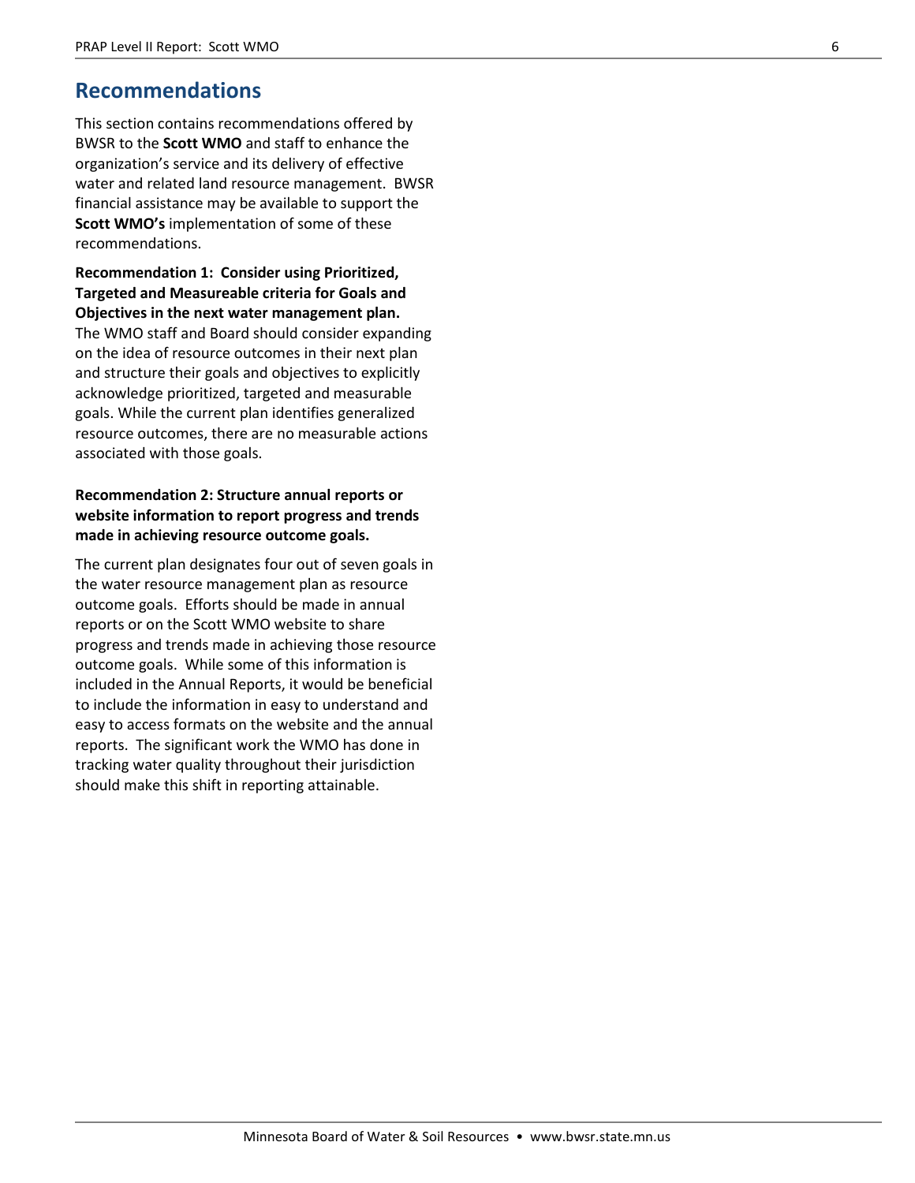## Recommendations

This section contains recommendations offered by BWSR to the **Scott WMO** and staff to enhance the organization's service and its delivery of effective water and related land resource management. BWSR financial assistance may be available to support the **Scott WMO's** implementation of some of these recommendations.

**Recommendation 1: Consider using Prioritized, Targeted and Measureable criteria for Goals and Objectives in the next water management plan.** The WMO staff and Board should consider expanding on the idea of resource outcomes in their next plan and structure their goals and objectives to explicitly acknowledge prioritized, targeted and measurable goals. While the current plan identifies generalized resource outcomes, there are no measurable actions associated with those goals.

**Recommendation 2: Structure annual reports or website information to report progress and trends made in achieving resource outcome goals.**

The current plan designates four out of seven goals in the water resource management plan as resource outcome goals. Efforts should be made in annual reports or on the Scott WMO website to share progress and trends made in achieving those resource outcome goals. While some of this information is included in the Annual Reports, it would be beneficial to include the information in easy to understand and easy to access formats on the website and the annual reports. The significant work the WMO has done in tracking water quality throughout their jurisdiction should make this shift in reporting attainable.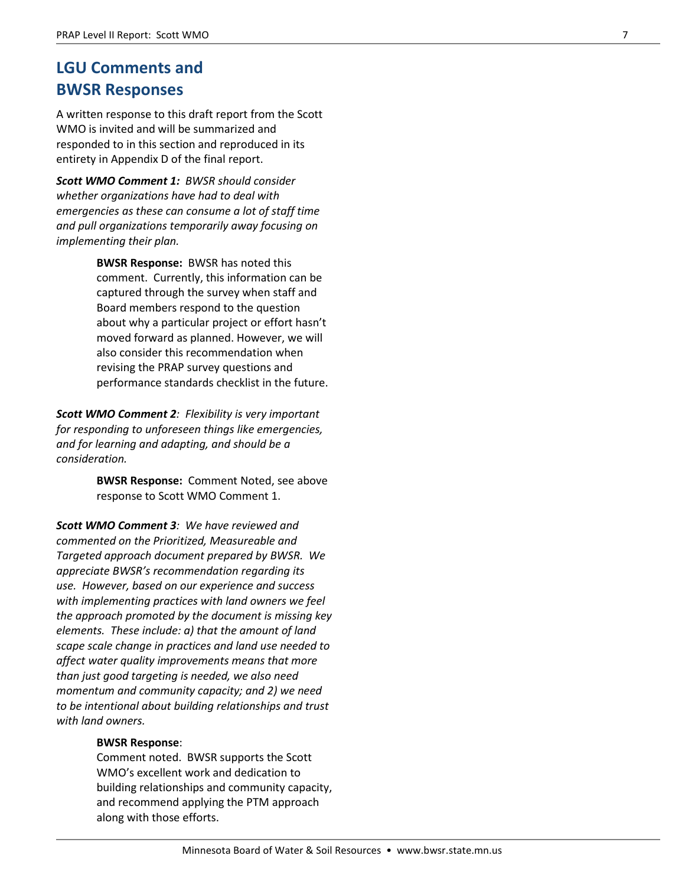## LGU Comments and BWSR Responses

A written response to this draft report from the Scott WMO is invited and will be summarized and responded to in this section and reproduced in its entirety in Appendix D of the final report.

***Scott WMO Comment 1:*** *BWSR should consider whether organizations have had to deal with emergencies as these can consume a lot of staff time and pull organizations temporarily away focusing on implementing their plan.*

> **BWSR Response:** BWSR has noted this comment. Currently, this information can be captured through the survey when staff and Board members respond to the question about why a particular project or effort hasn't moved forward as planned. However, we will also consider this recommendation when revising the PRAP survey questions and performance standards checklist in the future.

***Scott WMO Comment 2****: Flexibility is very important for responding to unforeseen things like emergencies, and for learning and adapting, and should be a consideration.*

> **BWSR Response:** Comment Noted, see above response to Scott WMO Comment 1.

***Scott WMO Comment 3****: We have reviewed and commented on the Prioritized, Measureable and Targeted approach document prepared by BWSR. We appreciate BWSR's recommendation regarding its use. However, based on our experience and success with implementing practices with land owners we feel the approach promoted by the document is missing key elements. These include: a) that the amount of land scape scale change in practices and land use needed to affect water quality improvements means that more than just good targeting is needed, we also need momentum and community capacity; and 2) we need to be intentional about building relationships and trust with land owners.*

> **BWSR Response**:
> Comment noted. BWSR supports the Scott WMO's excellent work and dedication to building relationships and community capacity, and recommend applying the PTM approach along with those efforts.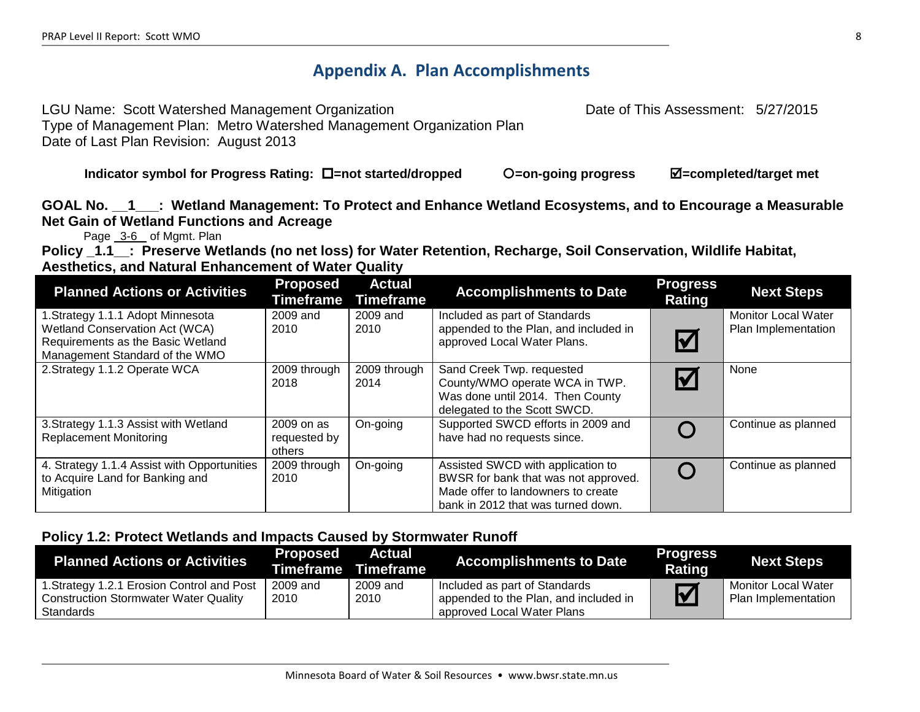## Appendix A. Plan Accomplishments

LGU Name: Scott Watershed Management Organization

Date of This Assessment: 5/27/2015

Type of Management Plan: Metro Watershed Management Organization Plan

Date of Last Plan Revision: August 2013

**Indicator symbol for Progress Rating: ☐=not started/dropped ○=on-going progress ☑=completed/target met**

**GOAL No. \_\_1\_\_\_: Wetland Management: To Protect and Enhance Wetland Ecosystems, and to Encourage a Measurable Net Gain of Wetland Functions and Acreage**

Page \_3-6\_ of Mgmt. Plan

**Policy \_1.1\_\_: Preserve Wetlands (no net loss) for Water Retention, Recharge, Soil Conservation, Wildlife Habitat, Aesthetics, and Natural Enhancement of Water Quality**

| Planned Actions or Activities | Proposed Timeframe | Actual Timeframe | Accomplishments to Date | Progress Rating | Next Steps |
|---|---|---|---|---|---|
| 1.Strategy 1.1.1 Adopt Minnesota Wetland Conservation Act (WCA) Requirements as the Basic Wetland Management Standard of the WMO | 2009 and 2010 | 2009 and 2010 | Included as part of Standards appended to the Plan, and included in approved Local Water Plans. | ☑ | Monitor Local Water Plan Implementation |
| 2.Strategy 1.1.2 Operate WCA | 2009 through 2018 | 2009 through 2014 | Sand Creek Twp. requested County/WMO operate WCA in TWP. Was done until 2014. Then County delegated to the Scott SWCD. | ☑ | None |
| 3.Strategy 1.1.3 Assist with Wetland Replacement Monitoring | 2009 on as requested by others | On-going | Supported SWCD efforts in 2009 and have had no requests since. | ○ | Continue as planned |
| 4. Strategy 1.1.4 Assist with Opportunities to Acquire Land for Banking and Mitigation | 2009 through 2010 | On-going | Assisted SWCD with application to BWSR for bank that was not approved. Made offer to landowners to create bank in 2012 that was turned down. | ○ | Continue as planned |

**Policy 1.2: Protect Wetlands and Impacts Caused by Stormwater Runoff**

| Planned Actions or Activities | Proposed Timeframe | Actual Timeframe | Accomplishments to Date | Progress Rating | Next Steps |
|---|---|---|---|---|---|
| 1.Strategy 1.2.1 Erosion Control and Post Construction Stormwater Water Quality Standards | 2009 and 2010 | 2009 and 2010 | Included as part of Standards appended to the Plan, and included in approved Local Water Plans | ☑ | Monitor Local Water Plan Implementation |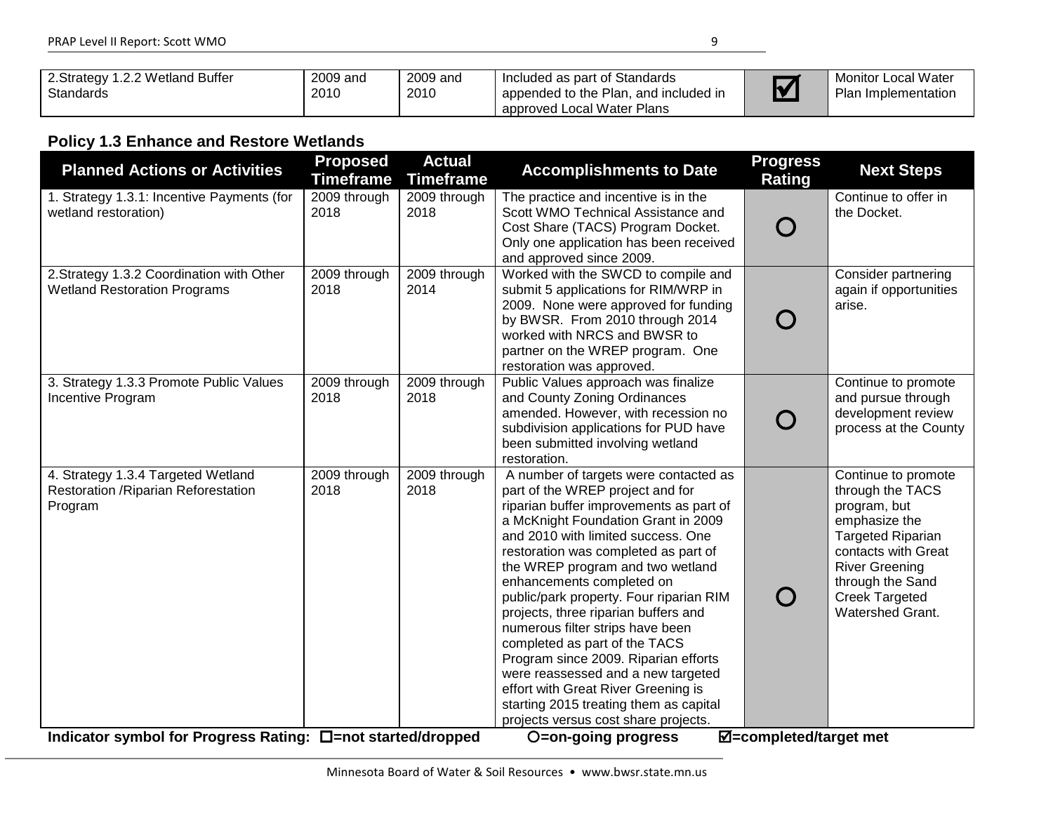| | | | | | |
|---|---|---|---|---|---|
| 2.Strategy 1.2.2 Wetland Buffer Standards | 2009 and 2010 | 2009 and 2010 | Included as part of Standards appended to the Plan, and included in approved Local Water Plans | ☑ | Monitor Local Water Plan Implementation |

### Policy 1.3 Enhance and Restore Wetlands

| Planned Actions or Activities | Proposed Timeframe | Actual Timeframe | Accomplishments to Date | Progress Rating | Next Steps |
|---|---|---|---|---|---|
| 1. Strategy 1.3.1: Incentive Payments (for wetland restoration) | 2009 through 2018 | 2009 through 2018 | The practice and incentive is in the Scott WMO Technical Assistance and Cost Share (TACS) Program Docket. Only one application has been received and approved since 2009. | ○ | Continue to offer in the Docket. |
| 2.Strategy 1.3.2 Coordination with Other Wetland Restoration Programs | 2009 through 2018 | 2009 through 2014 | Worked with the SWCD to compile and submit 5 applications for RIM/WRP in 2009. None were approved for funding by BWSR. From 2010 through 2014 worked with NRCS and BWSR to partner on the WREP program. One restoration was approved. | ○ | Consider partnering again if opportunities arise. |
| 3. Strategy 1.3.3 Promote Public Values Incentive Program | 2009 through 2018 | 2009 through 2018 | Public Values approach was finalize and County Zoning Ordinances amended. However, with recession no subdivision applications for PUD have been submitted involving wetland restoration. | ○ | Continue to promote and pursue through development review process at the County |
| 4. Strategy 1.3.4 Targeted Wetland Restoration /Riparian Reforestation Program | 2009 through 2018 | 2009 through 2018 | A number of targets were contacted as part of the WREP project and for riparian buffer improvements as part of a McKnight Foundation Grant in 2009 and 2010 with limited success. One restoration was completed as part of the WREP program and two wetland enhancements completed on public/park property. Four riparian RIM projects, three riparian buffers and numerous filter strips have been completed as part of the TACS Program since 2009. Riparian efforts were reassessed and a new targeted effort with Great River Greening is starting 2015 treating them as capital projects versus cost share projects. | ○ | Continue to promote through the TACS program, but emphasize the Targeted Riparian contacts with Great River Greening through the Sand Creek Targeted Watershed Grant. |

**Indicator symbol for Progress Rating: ☐=not started/dropped ○=on-going progress ☑=completed/target met**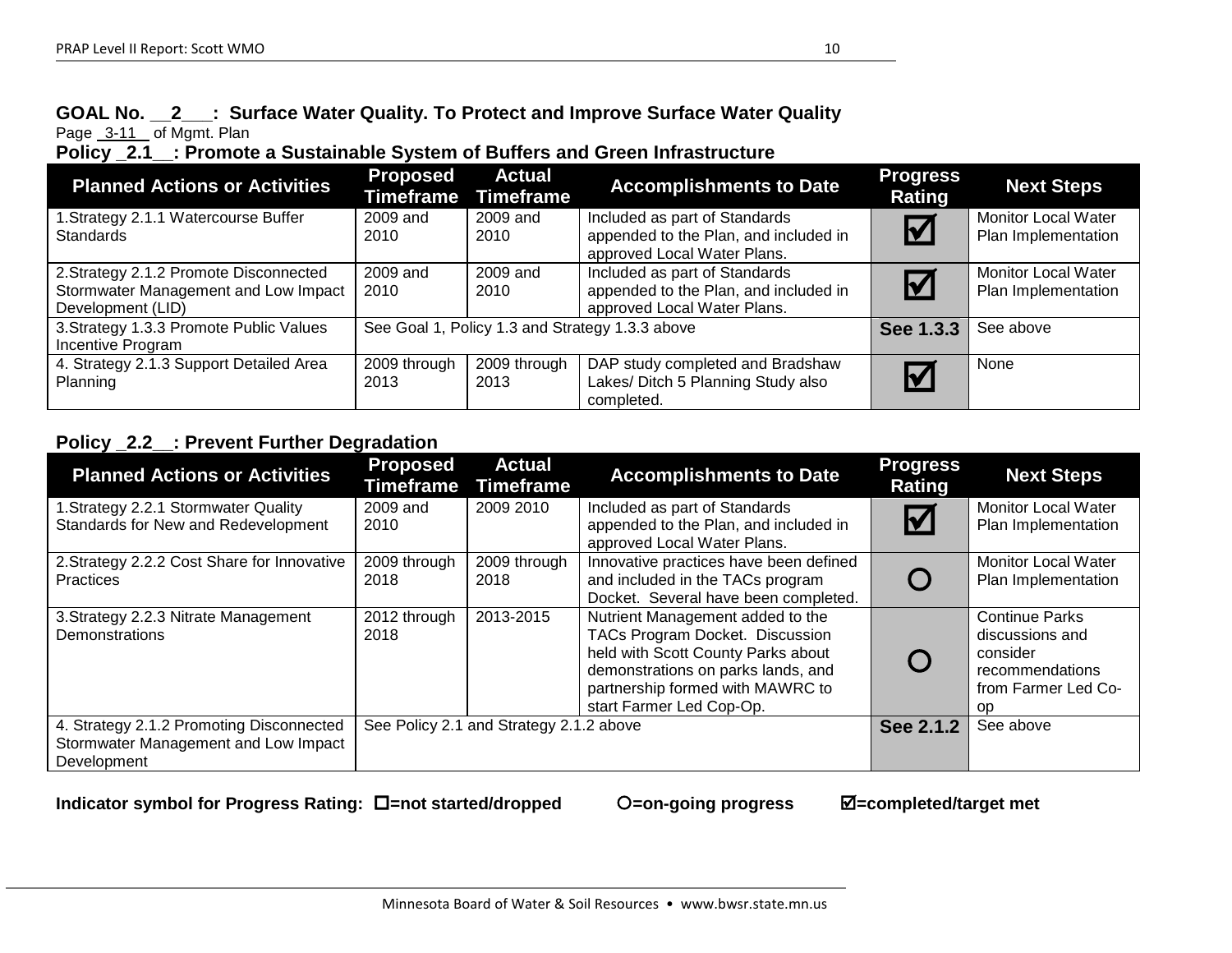**GOAL No. __2___: Surface Water Quality. To Protect and Improve Surface Water Quality**

Page _3-11_ of Mgmt. Plan

**Policy _2.1__: Promote a Sustainable System of Buffers and Green Infrastructure**

| Planned Actions or Activities | Proposed Timeframe | Actual Timeframe | Accomplishments to Date | Progress Rating | Next Steps |
|---|---|---|---|---|---|
| 1.Strategy 2.1.1 Watercourse Buffer Standards | 2009 and 2010 | 2009 and 2010 | Included as part of Standards appended to the Plan, and included in approved Local Water Plans. | ☑ | Monitor Local Water Plan Implementation |
| 2.Strategy 2.1.2 Promote Disconnected Stormwater Management and Low Impact Development (LID) | 2009 and 2010 | 2009 and 2010 | Included as part of Standards appended to the Plan, and included in approved Local Water Plans. | ☑ | Monitor Local Water Plan Implementation |
| 3.Strategy 1.3.3 Promote Public Values Incentive Program | See Goal 1, Policy 1.3 and Strategy 1.3.3 above | | | **See 1.3.3** | See above |
| 4. Strategy 2.1.3 Support Detailed Area Planning | 2009 through 2013 | 2009 through 2013 | DAP study completed and Bradshaw Lakes/ Ditch 5 Planning Study also completed. | ☑ | None |

**Policy _2.2__: Prevent Further Degradation**

| Planned Actions or Activities | Proposed Timeframe | Actual Timeframe | Accomplishments to Date | Progress Rating | Next Steps |
|---|---|---|---|---|---|
| 1.Strategy 2.2.1 Stormwater Quality Standards for New and Redevelopment | 2009 and 2010 | 2009 2010 | Included as part of Standards appended to the Plan, and included in approved Local Water Plans. | ☑ | Monitor Local Water Plan Implementation |
| 2.Strategy 2.2.2 Cost Share for Innovative Practices | 2009 through 2018 | 2009 through 2018 | Innovative practices have been defined and included in the TACs program Docket. Several have been completed. | O | Monitor Local Water Plan Implementation |
| 3.Strategy 2.2.3 Nitrate Management Demonstrations | 2012 through 2018 | 2013-2015 | Nutrient Management added to the TACs Program Docket. Discussion held with Scott County Parks about demonstrations on parks lands, and partnership formed with MAWRC to start Farmer Led Cop-Op. | O | Continue Parks discussions and consider recommendations from Farmer Led Co-op |
| 4. Strategy 2.1.2 Promoting Disconnected Stormwater Management and Low Impact Development | See Policy 2.1 and Strategy 2.1.2 above | | | **See 2.1.2** | See above |

**Indicator symbol for Progress Rating: ☐=not started/dropped O=on-going progress ☑=completed/target met**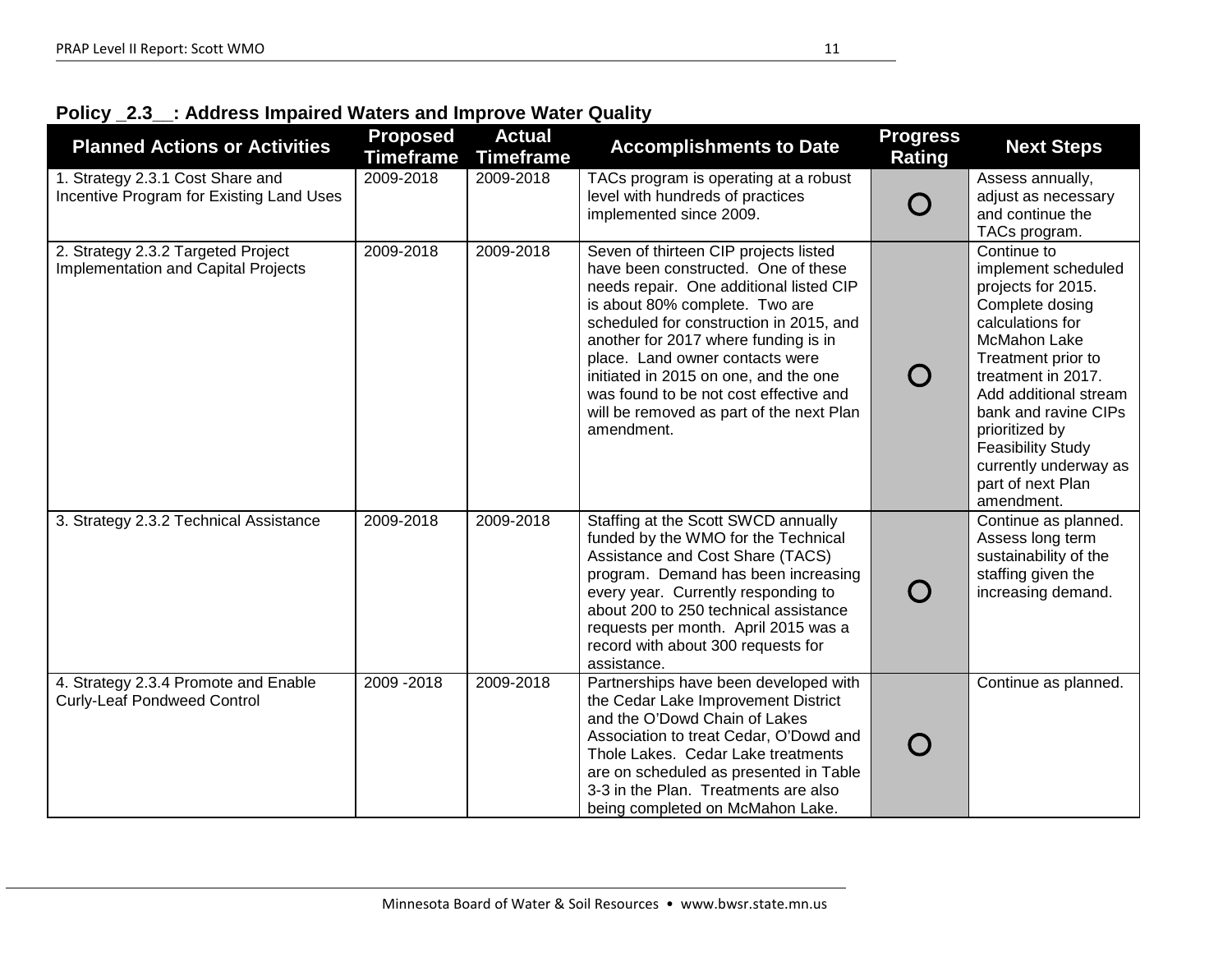**Policy _2.3__: Address Impaired Waters and Improve Water Quality**

| Planned Actions or Activities | Proposed Timeframe | Actual Timeframe | Accomplishments to Date | Progress Rating | Next Steps |
|---|---|---|---|---|---|
| 1. Strategy 2.3.1 Cost Share and Incentive Program for Existing Land Uses | 2009-2018 | 2009-2018 | TACs program is operating at a robust level with hundreds of practices implemented since 2009. | O | Assess annually, adjust as necessary and continue the TACs program. |
| 2. Strategy 2.3.2 Targeted Project Implementation and Capital Projects | 2009-2018 | 2009-2018 | Seven of thirteen CIP projects listed have been constructed. One of these needs repair. One additional listed CIP is about 80% complete. Two are scheduled for construction in 2015, and another for 2017 where funding is in place. Land owner contacts were initiated in 2015 on one, and the one was found to be not cost effective and will be removed as part of the next Plan amendment. | O | Continue to implement scheduled projects for 2015. Complete dosing calculations for McMahon Lake Treatment prior to treatment in 2017. Add additional stream bank and ravine CIPs prioritized by Feasibility Study currently underway as part of next Plan amendment. |
| 3. Strategy 2.3.2 Technical Assistance | 2009-2018 | 2009-2018 | Staffing at the Scott SWCD annually funded by the WMO for the Technical Assistance and Cost Share (TACS) program. Demand has been increasing every year. Currently responding to about 200 to 250 technical assistance requests per month. April 2015 was a record with about 300 requests for assistance. | O | Continue as planned. Assess long term sustainability of the staffing given the increasing demand. |
| 4. Strategy 2.3.4 Promote and Enable Curly-Leaf Pondweed Control | 2009 -2018 | 2009-2018 | Partnerships have been developed with the Cedar Lake Improvement District and the O'Dowd Chain of Lakes Association to treat Cedar, O'Dowd and Thole Lakes. Cedar Lake treatments are on scheduled as presented in Table 3-3 in the Plan. Treatments are also being completed on McMahon Lake. | O | Continue as planned. |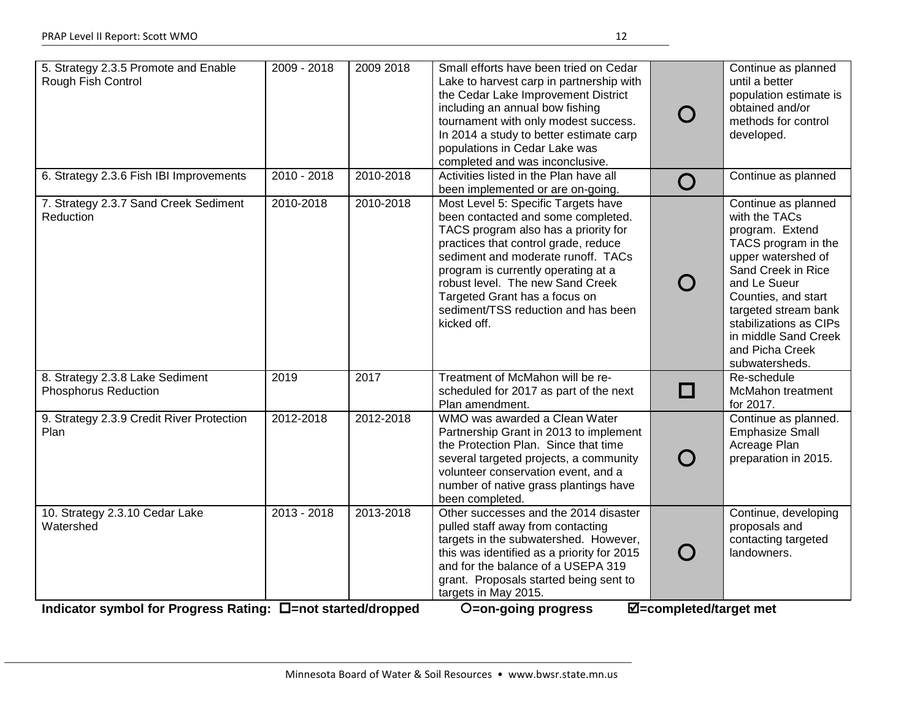| 5. Strategy 2.3.5 Promote and Enable Rough Fish Control | 2009 - 2018 | 2009 2018 | Small efforts have been tried on Cedar Lake to harvest carp in partnership with the Cedar Lake Improvement District including an annual bow fishing tournament with only modest success. In 2014 a study to better estimate carp populations in Cedar Lake was completed and was inconclusive. | O | Continue as planned until a better population estimate is obtained and/or methods for control developed. |
|---|---|---|---|---|---|
| 6. Strategy 2.3.6 Fish IBI Improvements | 2010 - 2018 | 2010-2018 | Activities listed in the Plan have all been implemented or are on-going. | O | Continue as planned |
| 7. Strategy 2.3.7 Sand Creek Sediment Reduction | 2010-2018 | 2010-2018 | Most Level 5: Specific Targets have been contacted and some completed. TACS program also has a priority for practices that control grade, reduce sediment and moderate runoff. TACs program is currently operating at a robust level. The new Sand Creek Targeted Grant has a focus on sediment/TSS reduction and has been kicked off. | O | Continue as planned with the TACs program. Extend TACS program in the upper watershed of Sand Creek in Rice and Le Sueur Counties, and start targeted stream bank stabilizations as CIPs in middle Sand Creek and Picha Creek subwatersheds. |
| 8. Strategy 2.3.8 Lake Sediment Phosphorus Reduction | 2019 | 2017 | Treatment of McMahon will be re-scheduled for 2017 as part of the next Plan amendment. | ☐ | Re-schedule McMahon treatment for 2017. |
| 9. Strategy 2.3.9 Credit River Protection Plan | 2012-2018 | 2012-2018 | WMO was awarded a Clean Water Partnership Grant in 2013 to implement the Protection Plan. Since that time several targeted projects, a community volunteer conservation event, and a number of native grass plantings have been completed. | O | Continue as planned. Emphasize Small Acreage Plan preparation in 2015. |
| 10. Strategy 2.3.10 Cedar Lake Watershed | 2013 - 2018 | 2013-2018 | Other successes and the 2014 disaster pulled staff away from contacting targets in the subwatershed. However, this was identified as a priority for 2015 and for the balance of a USEPA 319 grant. Proposals started being sent to targets in May 2015. | O | Continue, developing proposals and contacting targeted landowners. |

**Indicator symbol for Progress Rating: ☐=not started/dropped O=on-going progress ☑=completed/target met**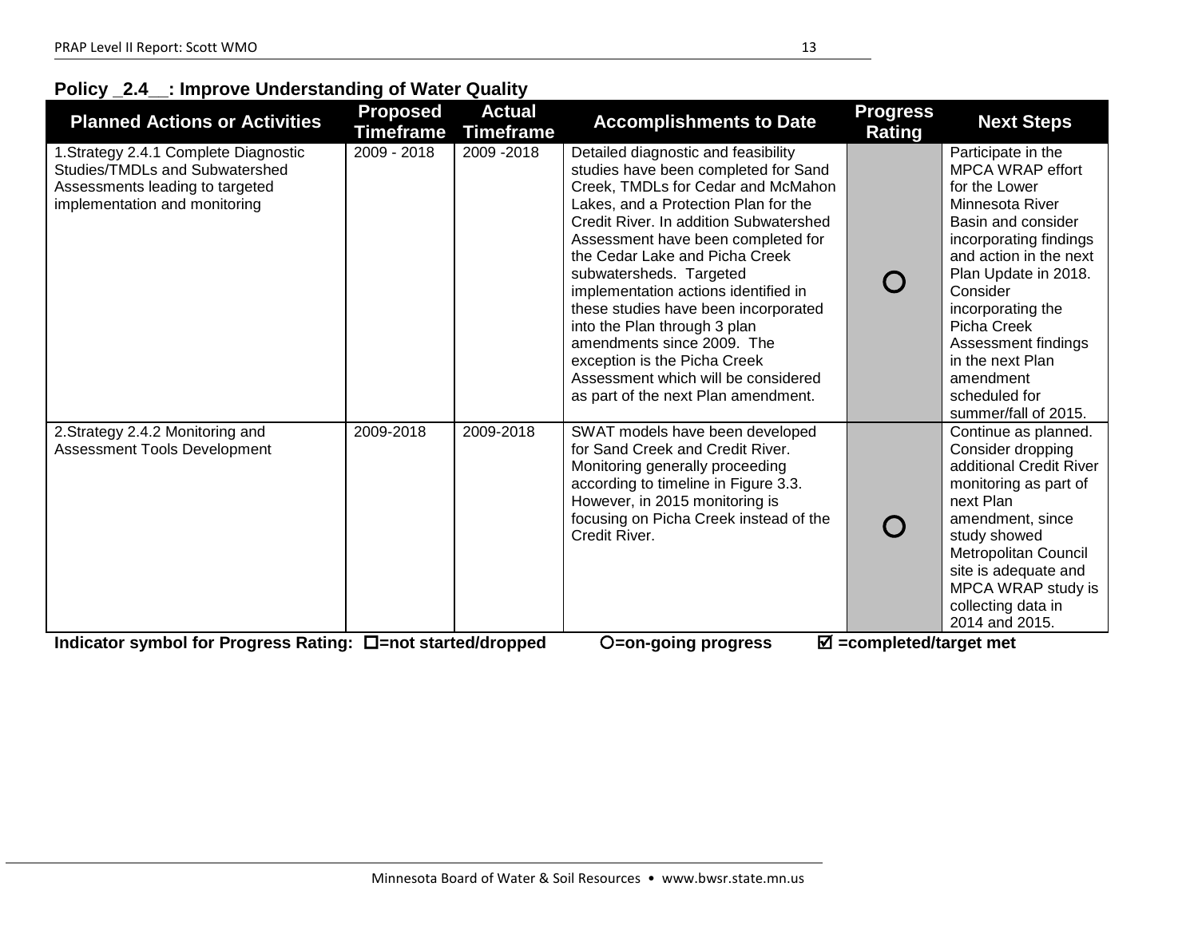**Policy _2.4__: Improve Understanding of Water Quality**

| Planned Actions or Activities | Proposed Timeframe | Actual Timeframe | Accomplishments to Date | Progress Rating | Next Steps |
|---|---|---|---|---|---|
| 1.Strategy 2.4.1 Complete Diagnostic Studies/TMDLs and Subwatershed Assessments leading to targeted implementation and monitoring | 2009 - 2018 | 2009 -2018 | Detailed diagnostic and feasibility studies have been completed for Sand Creek, TMDLs for Cedar and McMahon Lakes, and a Protection Plan for the Credit River. In addition Subwatershed Assessment have been completed for the Cedar Lake and Picha Creek subwatersheds. Targeted implementation actions identified in these studies have been incorporated into the Plan through 3 plan amendments since 2009. The exception is the Picha Creek Assessment which will be considered as part of the next Plan amendment. | O | Participate in the MPCA WRAP effort for the Lower Minnesota River Basin and consider incorporating findings and action in the next Plan Update in 2018. Consider incorporating the Picha Creek Assessment findings in the next Plan amendment scheduled for summer/fall of 2015. |
| 2.Strategy 2.4.2 Monitoring and Assessment Tools Development | 2009-2018 | 2009-2018 | SWAT models have been developed for Sand Creek and Credit River. Monitoring generally proceeding according to timeline in Figure 3.3. However, in 2015 monitoring is focusing on Picha Creek instead of the Credit River. | O | Continue as planned. Consider dropping additional Credit River monitoring as part of next Plan amendment, since study showed Metropolitan Council site is adequate and MPCA WRAP study is collecting data in 2014 and 2015. |

**Indicator symbol for Progress Rating: ☐=not started/dropped O=on-going progress ☑ =completed/target met**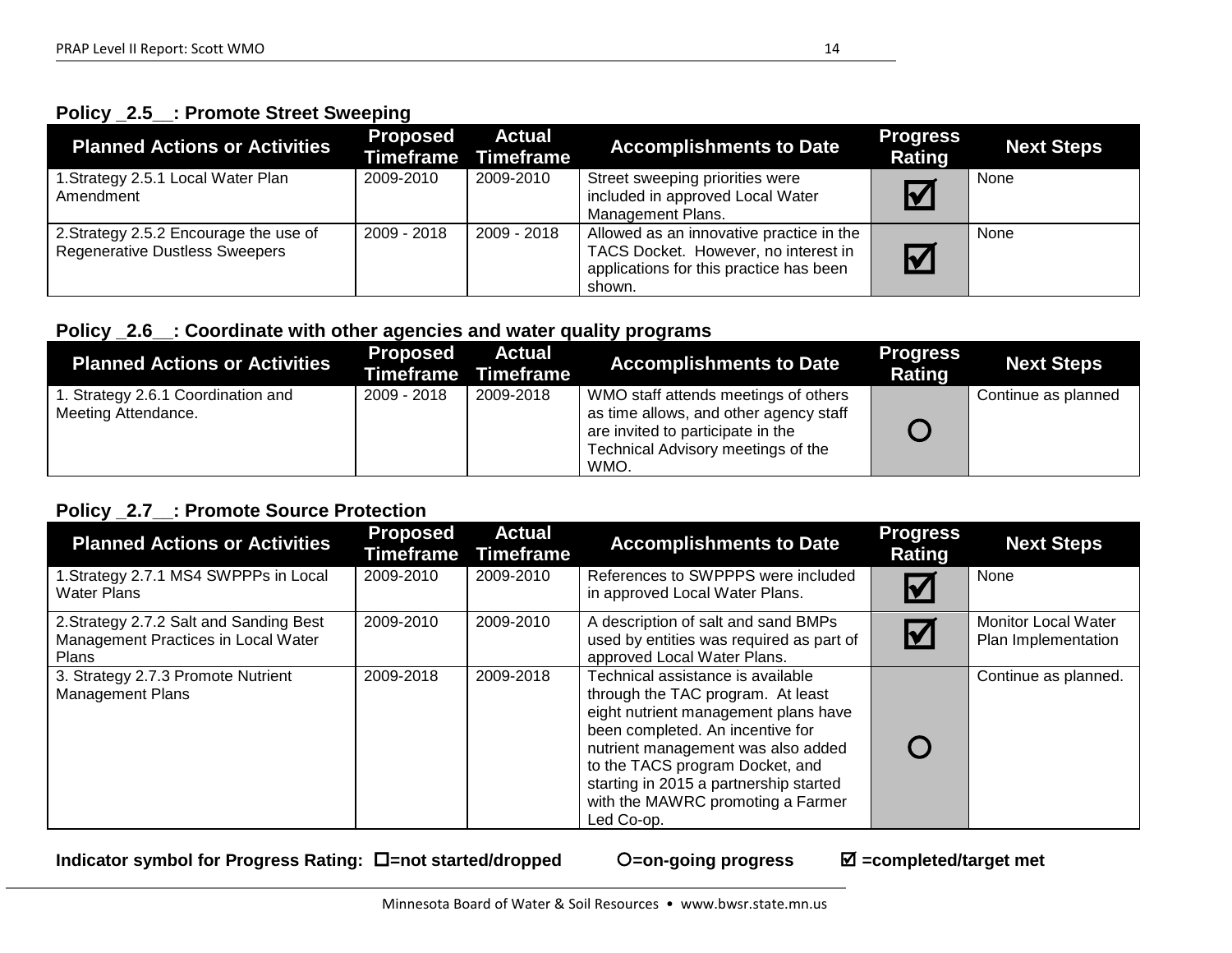**Policy _2.5__: Promote Street Sweeping**

| Planned Actions or Activities | Proposed Timeframe | Actual Timeframe | Accomplishments to Date | Progress Rating | Next Steps |
|---|---|---|---|---|---|
| 1.Strategy 2.5.1 Local Water Plan Amendment | 2009-2010 | 2009-2010 | Street sweeping priorities were included in approved Local Water Management Plans. | ☑ | None |
| 2.Strategy 2.5.2 Encourage the use of Regenerative Dustless Sweepers | 2009 - 2018 | 2009 - 2018 | Allowed as an innovative practice in the TACS Docket. However, no interest in applications for this practice has been shown. | ☑ | None |

**Policy _2.6__: Coordinate with other agencies and water quality programs**

| Planned Actions or Activities | Proposed Timeframe | Actual Timeframe | Accomplishments to Date | Progress Rating | Next Steps |
|---|---|---|---|---|---|
| 1. Strategy 2.6.1 Coordination and Meeting Attendance. | 2009 - 2018 | 2009-2018 | WMO staff attends meetings of others as time allows, and other agency staff are invited to participate in the Technical Advisory meetings of the WMO. | O | Continue as planned |

**Policy _2.7__: Promote Source Protection**

| Planned Actions or Activities | Proposed Timeframe | Actual Timeframe | Accomplishments to Date | Progress Rating | Next Steps |
|---|---|---|---|---|---|
| 1.Strategy 2.7.1 MS4 SWPPPs in Local Water Plans | 2009-2010 | 2009-2010 | References to SWPPPS were included in approved Local Water Plans. | ☑ | None |
| 2.Strategy 2.7.2 Salt and Sanding Best Management Practices in Local Water Plans | 2009-2010 | 2009-2010 | A description of salt and sand BMPs used by entities was required as part of approved Local Water Plans. | ☑ | Monitor Local Water Plan Implementation |
| 3. Strategy 2.7.3 Promote Nutrient Management Plans | 2009-2018 | 2009-2018 | Technical assistance is available through the TAC program. At least eight nutrient management plans have been completed. An incentive for nutrient management was also added to the TACS program Docket, and starting in 2015 a partnership started with the MAWRC promoting a Farmer Led Co-op. | O | Continue as planned. |

**Indicator symbol for Progress Rating: ☐=not started/dropped O=on-going progress ☑ =completed/target met**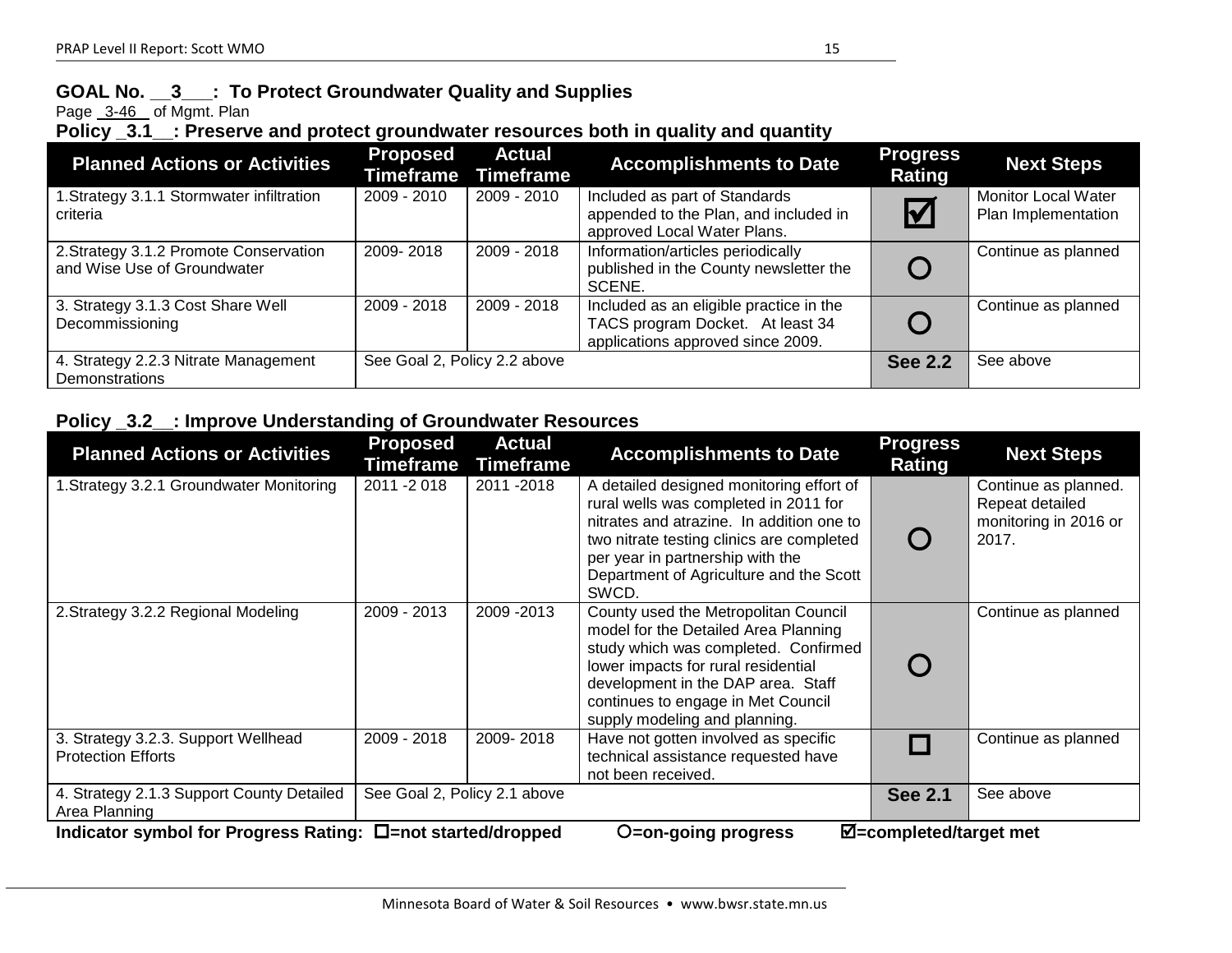## GOAL No. __3___: To Protect Groundwater Quality and Supplies

Page _3-46_ of Mgmt. Plan

### Policy _3.1__: Preserve and protect groundwater resources both in quality and quantity

| Planned Actions or Activities | Proposed Timeframe | Actual Timeframe | Accomplishments to Date | Progress Rating | Next Steps |
|---|---|---|---|---|---|
| 1.Strategy 3.1.1 Stormwater infiltration criteria | 2009 - 2010 | 2009 - 2010 | Included as part of Standards appended to the Plan, and included in approved Local Water Plans. | ☑ | Monitor Local Water Plan Implementation |
| 2.Strategy 3.1.2 Promote Conservation and Wise Use of Groundwater | 2009- 2018 | 2009 - 2018 | Information/articles periodically published in the County newsletter the SCENE. | ○ | Continue as planned |
| 3. Strategy 3.1.3 Cost Share Well Decommissioning | 2009 - 2018 | 2009 - 2018 | Included as an eligible practice in the TACS program Docket. At least 34 applications approved since 2009. | ○ | Continue as planned |
| 4. Strategy 2.2.3 Nitrate Management Demonstrations | See Goal 2, Policy 2.2 above | | | **See 2.2** | See above |

### Policy _3.2__: Improve Understanding of Groundwater Resources

| Planned Actions or Activities | Proposed Timeframe | Actual Timeframe | Accomplishments to Date | Progress Rating | Next Steps |
|---|---|---|---|---|---|
| 1.Strategy 3.2.1 Groundwater Monitoring | 2011 -2 018 | 2011 -2018 | A detailed designed monitoring effort of rural wells was completed in 2011 for nitrates and atrazine. In addition one to two nitrate testing clinics are completed per year in partnership with the Department of Agriculture and the Scott SWCD. | ○ | Continue as planned. Repeat detailed monitoring in 2016 or 2017. |
| 2.Strategy 3.2.2 Regional Modeling | 2009 - 2013 | 2009 -2013 | County used the Metropolitan Council model for the Detailed Area Planning study which was completed. Confirmed lower impacts for rural residential development in the DAP area. Staff continues to engage in Met Council supply modeling and planning. | ○ | Continue as planned |
| 3. Strategy 3.2.3. Support Wellhead Protection Efforts | 2009 - 2018 | 2009- 2018 | Have not gotten involved as specific technical assistance requested have not been received. | ☐ | Continue as planned |
| 4. Strategy 2.1.3 Support County Detailed Area Planning | See Goal 2, Policy 2.1 above | | | **See 2.1** | See above |

**Indicator symbol for Progress Rating: ☐=not started/dropped ○=on-going progress ☑=completed/target met**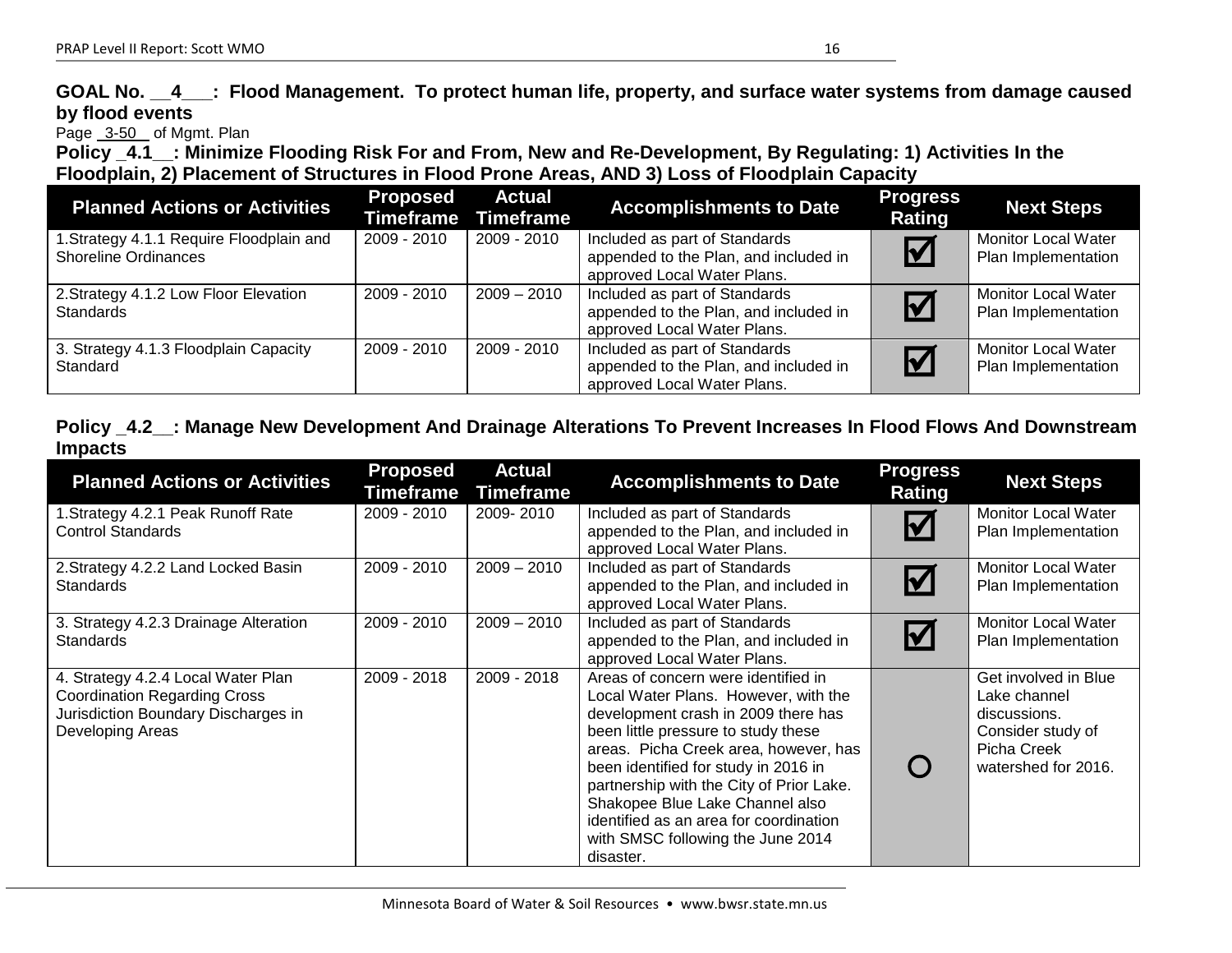**GOAL No. \_\_4\_\_\_: Flood Management. To protect human life, property, and surface water systems from damage caused by flood events**

Page \_3-50\_ of Mgmt. Plan

**Policy \_4.1\_\_: Minimize Flooding Risk For and From, New and Re-Development, By Regulating: 1) Activities In the Floodplain, 2) Placement of Structures in Flood Prone Areas, AND 3) Loss of Floodplain Capacity**

| Planned Actions or Activities | Proposed Timeframe | Actual Timeframe | Accomplishments to Date | Progress Rating | Next Steps |
|---|---|---|---|---|---|
| 1.Strategy 4.1.1 Require Floodplain and Shoreline Ordinances | 2009 - 2010 | 2009 - 2010 | Included as part of Standards appended to the Plan, and included in approved Local Water Plans. | ☑ | Monitor Local Water Plan Implementation |
| 2.Strategy 4.1.2 Low Floor Elevation Standards | 2009 - 2010 | 2009 – 2010 | Included as part of Standards appended to the Plan, and included in approved Local Water Plans. | ☑ | Monitor Local Water Plan Implementation |
| 3. Strategy 4.1.3 Floodplain Capacity Standard | 2009 - 2010 | 2009 - 2010 | Included as part of Standards appended to the Plan, and included in approved Local Water Plans. | ☑ | Monitor Local Water Plan Implementation |

**Policy \_4.2\_\_: Manage New Development And Drainage Alterations To Prevent Increases In Flood Flows And Downstream Impacts**

| Planned Actions or Activities | Proposed Timeframe | Actual Timeframe | Accomplishments to Date | Progress Rating | Next Steps |
|---|---|---|---|---|---|
| 1.Strategy 4.2.1 Peak Runoff Rate Control Standards | 2009 - 2010 | 2009- 2010 | Included as part of Standards appended to the Plan, and included in approved Local Water Plans. | ☑ | Monitor Local Water Plan Implementation |
| 2.Strategy 4.2.2 Land Locked Basin Standards | 2009 - 2010 | 2009 – 2010 | Included as part of Standards appended to the Plan, and included in approved Local Water Plans. | ☑ | Monitor Local Water Plan Implementation |
| 3. Strategy 4.2.3 Drainage Alteration Standards | 2009 - 2010 | 2009 – 2010 | Included as part of Standards appended to the Plan, and included in approved Local Water Plans. | ☑ | Monitor Local Water Plan Implementation |
| 4. Strategy 4.2.4 Local Water Plan Coordination Regarding Cross Jurisdiction Boundary Discharges in Developing Areas | 2009 - 2018 | 2009 - 2018 | Areas of concern were identified in Local Water Plans. However, with the development crash in 2009 there has been little pressure to study these areas. Picha Creek area, however, has been identified for study in 2016 in partnership with the City of Prior Lake. Shakopee Blue Lake Channel also identified as an area for coordination with SMSC following the June 2014 disaster. | ○ | Get involved in Blue Lake channel discussions. Consider study of Picha Creek watershed for 2016. |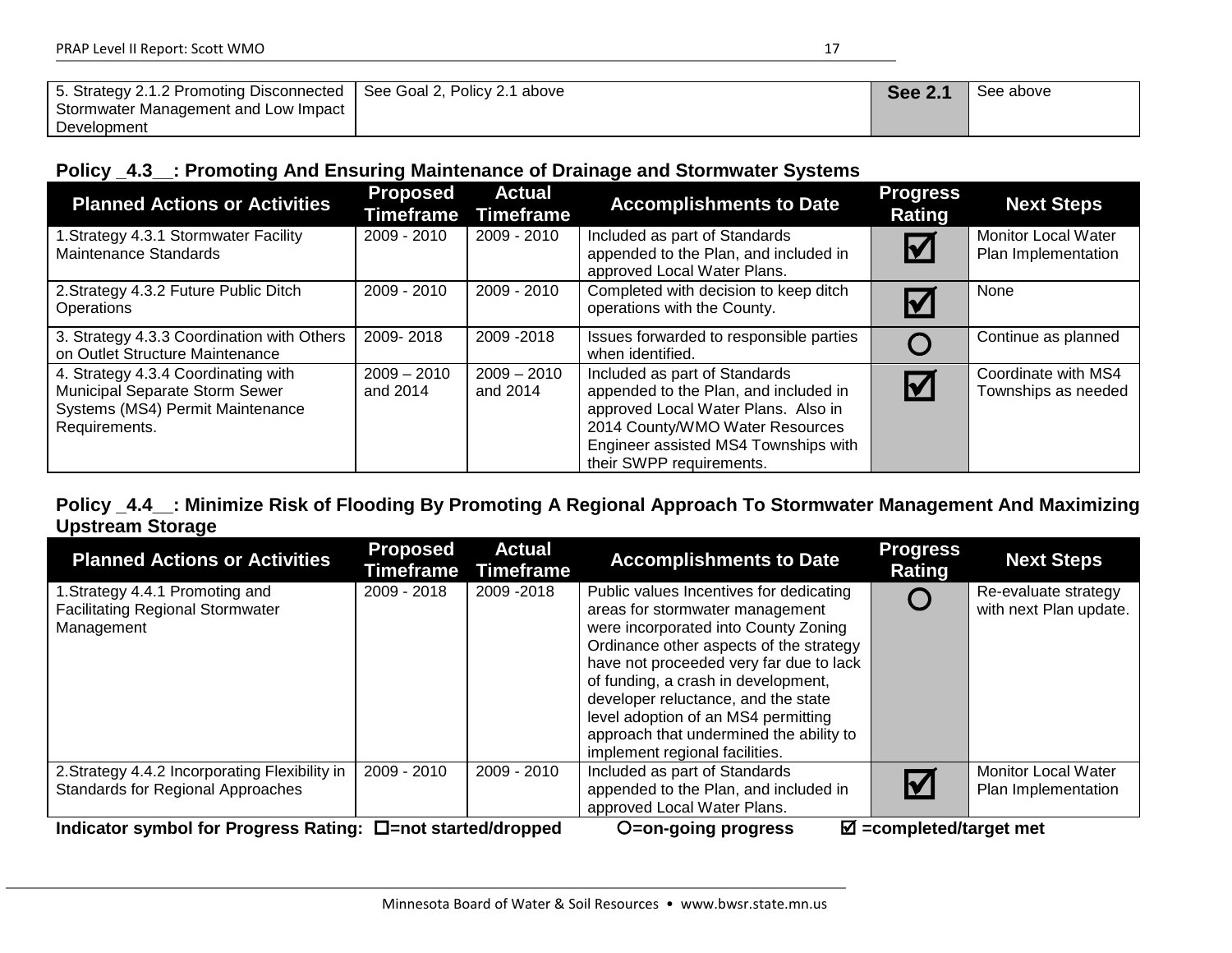| 5. Strategy 2.1.2 Promoting Disconnected Stormwater Management and Low Impact Development | See Goal 2, Policy 2.1 above | | | **See 2.1** | See above |
|---|---|---|---|---|---|

**Policy _4.3__: Promoting And Ensuring Maintenance of Drainage and Stormwater Systems**

| Planned Actions or Activities | Proposed Timeframe | Actual Timeframe | Accomplishments to Date | Progress Rating | Next Steps |
|---|---|---|---|---|---|
| 1.Strategy 4.3.1 Stormwater Facility Maintenance Standards | 2009 - 2010 | 2009 - 2010 | Included as part of Standards appended to the Plan, and included in approved Local Water Plans. | ☑ | Monitor Local Water Plan Implementation |
| 2.Strategy 4.3.2 Future Public Ditch Operations | 2009 - 2010 | 2009 - 2010 | Completed with decision to keep ditch operations with the County. | ☑ | None |
| 3. Strategy 4.3.3 Coordination with Others on Outlet Structure Maintenance | 2009- 2018 | 2009 -2018 | Issues forwarded to responsible parties when identified. | O | Continue as planned |
| 4. Strategy 4.3.4 Coordinating with Municipal Separate Storm Sewer Systems (MS4) Permit Maintenance Requirements. | 2009 – 2010 and 2014 | 2009 – 2010 and 2014 | Included as part of Standards appended to the Plan, and included in approved Local Water Plans. Also in 2014 County/WMO Water Resources Engineer assisted MS4 Townships with their SWPP requirements. | ☑ | Coordinate with MS4 Townships as needed |

**Policy _4.4__: Minimize Risk of Flooding By Promoting A Regional Approach To Stormwater Management And Maximizing Upstream Storage**

| Planned Actions or Activities | Proposed Timeframe | Actual Timeframe | Accomplishments to Date | Progress Rating | Next Steps |
|---|---|---|---|---|---|
| 1.Strategy 4.4.1 Promoting and Facilitating Regional Stormwater Management | 2009 - 2018 | 2009 -2018 | Public values Incentives for dedicating areas for stormwater management were incorporated into County Zoning Ordinance other aspects of the strategy have not proceeded very far due to lack of funding, a crash in development, developer reluctance, and the state level adoption of an MS4 permitting approach that undermined the ability to implement regional facilities. | O | Re-evaluate strategy with next Plan update. |
| 2.Strategy 4.4.2 Incorporating Flexibility in Standards for Regional Approaches | 2009 - 2010 | 2009 - 2010 | Included as part of Standards appended to the Plan, and included in approved Local Water Plans. | ☑ | Monitor Local Water Plan Implementation |

**Indicator symbol for Progress Rating: ☐=not started/dropped O=on-going progress ☑ =completed/target met**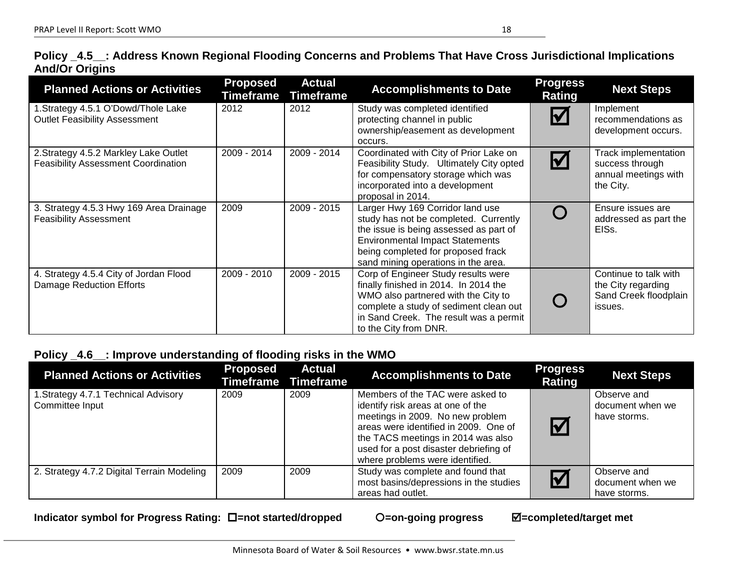**Policy _4.5__: Address Known Regional Flooding Concerns and Problems That Have Cross Jurisdictional Implications And/Or Origins**

| Planned Actions or Activities | Proposed Timeframe | Actual Timeframe | Accomplishments to Date | Progress Rating | Next Steps |
|---|---|---|---|---|---|
| 1.Strategy 4.5.1 O'Dowd/Thole Lake Outlet Feasibility Assessment | 2012 | 2012 | Study was completed identified protecting channel in public ownership/easement as development occurs. | ☑ | Implement recommendations as development occurs. |
| 2.Strategy 4.5.2 Markley Lake Outlet Feasibility Assessment Coordination | 2009 - 2014 | 2009 - 2014 | Coordinated with City of Prior Lake on Feasibility Study. Ultimately City opted for compensatory storage which was incorporated into a development proposal in 2014. | ☑ | Track implementation success through annual meetings with the City. |
| 3. Strategy 4.5.3 Hwy 169 Area Drainage Feasibility Assessment | 2009 | 2009 - 2015 | Larger Hwy 169 Corridor land use study has not been completed. Currently the issue is being assessed as part of Environmental Impact Statements being completed for proposed frack sand mining operations in the area. | ○ | Ensure issues are addressed as part the EISs. |
| 4. Strategy 4.5.4 City of Jordan Flood Damage Reduction Efforts | 2009 - 2010 | 2009 - 2015 | Corp of Engineer Study results were finally finished in 2014. In 2014 the WMO also partnered with the City to complete a study of sediment clean out in Sand Creek. The result was a permit to the City from DNR. | ○ | Continue to talk with the City regarding Sand Creek floodplain issues. |

**Policy _4.6__: Improve understanding of flooding risks in the WMO**

| Planned Actions or Activities | Proposed Timeframe | Actual Timeframe | Accomplishments to Date | Progress Rating | Next Steps |
|---|---|---|---|---|---|
| 1.Strategy 4.7.1 Technical Advisory Committee Input | 2009 | 2009 | Members of the TAC were asked to identify risk areas at one of the meetings in 2009. No new problem areas were identified in 2009. One of the TACS meetings in 2014 was also used for a post disaster debriefing of where problems were identified. | ☑ | Observe and document when we have storms. |
| 2. Strategy 4.7.2 Digital Terrain Modeling | 2009 | 2009 | Study was complete and found that most basins/depressions in the studies areas had outlet. | ☑ | Observe and document when we have storms. |

**Indicator symbol for Progress Rating: ☐=not started/dropped ○=on-going progress ☑=completed/target met**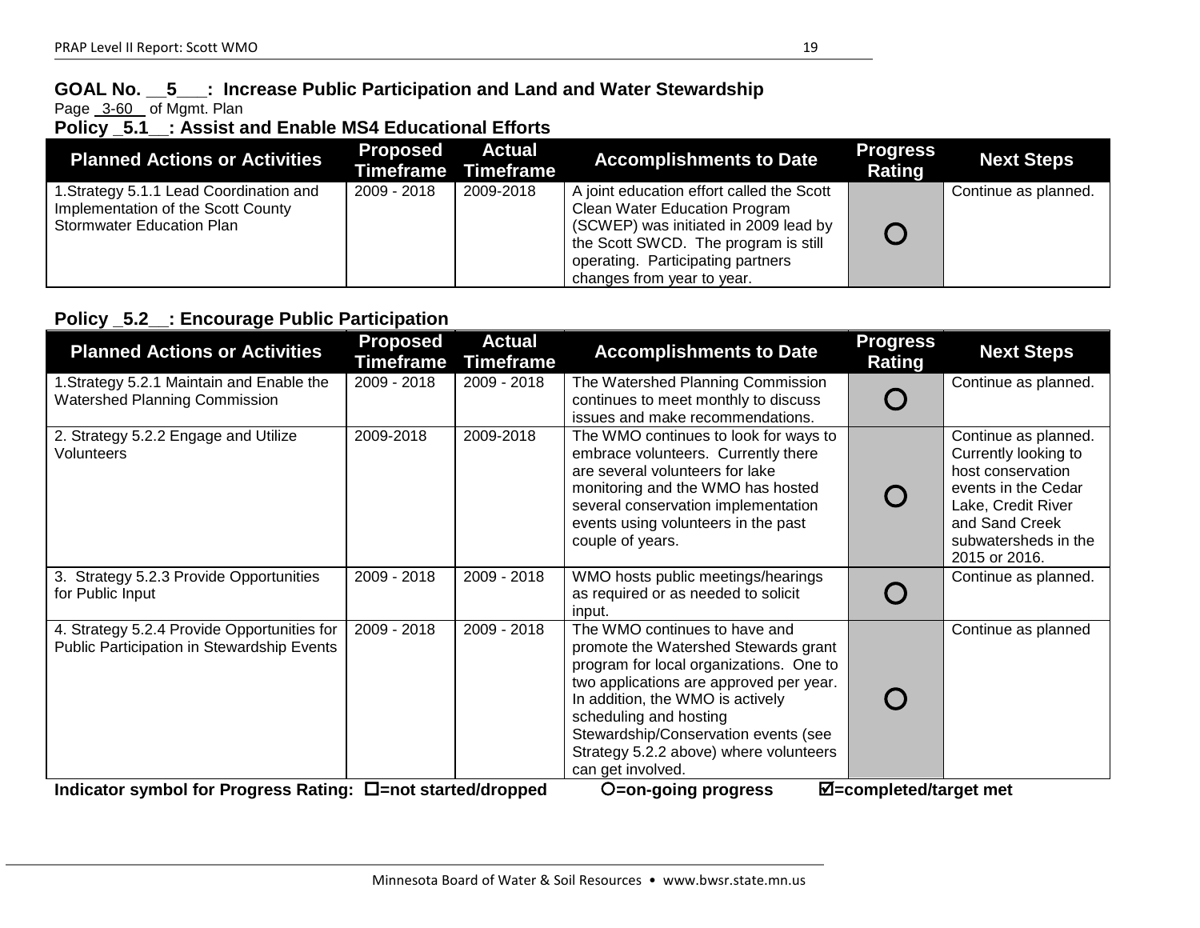## GOAL No. \_\_5\_\_\_: Increase Public Participation and Land and Water Stewardship

Page 3-60 of Mgmt. Plan

### Policy \_5.1\_\_: Assist and Enable MS4 Educational Efforts

| Planned Actions or Activities | Proposed Timeframe | Actual Timeframe | Accomplishments to Date | Progress Rating | Next Steps |
|---|---|---|---|---|---|
| 1.Strategy 5.1.1 Lead Coordination and Implementation of the Scott County Stormwater Education Plan | 2009 - 2018 | 2009-2018 | A joint education effort called the Scott Clean Water Education Program (SCWEP) was initiated in 2009 lead by the Scott SWCD. The program is still operating. Participating partners changes from year to year. | O | Continue as planned. |

### Policy \_5.2\_\_: Encourage Public Participation

| Planned Actions or Activities | Proposed Timeframe | Actual Timeframe | Accomplishments to Date | Progress Rating | Next Steps |
|---|---|---|---|---|---|
| 1.Strategy 5.2.1 Maintain and Enable the Watershed Planning Commission | 2009 - 2018 | 2009 - 2018 | The Watershed Planning Commission continues to meet monthly to discuss issues and make recommendations. | O | Continue as planned. |
| 2. Strategy 5.2.2 Engage and Utilize Volunteers | 2009-2018 | 2009-2018 | The WMO continues to look for ways to embrace volunteers. Currently there are several volunteers for lake monitoring and the WMO has hosted several conservation implementation events using volunteers in the past couple of years. | O | Continue as planned. Currently looking to host conservation events in the Cedar Lake, Credit River and Sand Creek subwatersheds in the 2015 or 2016. |
| 3. Strategy 5.2.3 Provide Opportunities for Public Input | 2009 - 2018 | 2009 - 2018 | WMO hosts public meetings/hearings as required or as needed to solicit input. | O | Continue as planned. |
| 4. Strategy 5.2.4 Provide Opportunities for Public Participation in Stewardship Events | 2009 - 2018 | 2009 - 2018 | The WMO continues to have and promote the Watershed Stewards grant program for local organizations. One to two applications are approved per year. In addition, the WMO is actively scheduling and hosting Stewardship/Conservation events (see Strategy 5.2.2 above) where volunteers can get involved. | O | Continue as planned |

**Indicator symbol for Progress Rating: ☐=not started/dropped O=on-going progress ☑=completed/target met**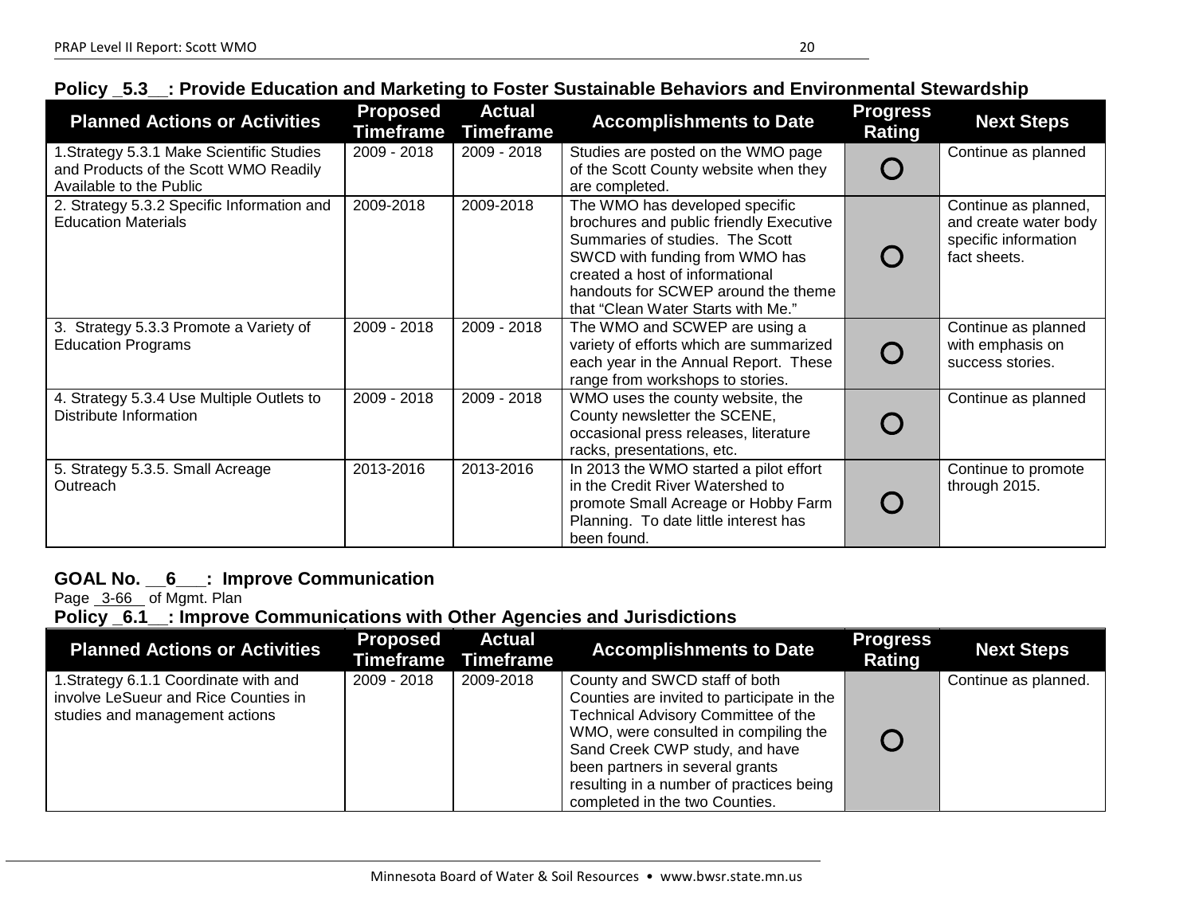### Policy _5.3__: Provide Education and Marketing to Foster Sustainable Behaviors and Environmental Stewardship

| Planned Actions or Activities | Proposed Timeframe | Actual Timeframe | Accomplishments to Date | Progress Rating | Next Steps |
|---|---|---|---|---|---|
| 1.Strategy 5.3.1 Make Scientific Studies and Products of the Scott WMO Readily Available to the Public | 2009 - 2018 | 2009 - 2018 | Studies are posted on the WMO page of the Scott County website when they are completed. | O | Continue as planned |
| 2. Strategy 5.3.2 Specific Information and Education Materials | 2009-2018 | 2009-2018 | The WMO has developed specific brochures and public friendly Executive Summaries of studies. The Scott SWCD with funding from WMO has created a host of informational handouts for SCWEP around the theme that "Clean Water Starts with Me." | O | Continue as planned, and create water body specific information fact sheets. |
| 3. Strategy 5.3.3 Promote a Variety of Education Programs | 2009 - 2018 | 2009 - 2018 | The WMO and SCWEP are using a variety of efforts which are summarized each year in the Annual Report. These range from workshops to stories. | O | Continue as planned with emphasis on success stories. |
| 4. Strategy 5.3.4 Use Multiple Outlets to Distribute Information | 2009 - 2018 | 2009 - 2018 | WMO uses the county website, the County newsletter the SCENE, occasional press releases, literature racks, presentations, etc. | O | Continue as planned |
| 5. Strategy 5.3.5. Small Acreage Outreach | 2013-2016 | 2013-2016 | In 2013 the WMO started a pilot effort in the Credit River Watershed to promote Small Acreage or Hobby Farm Planning. To date little interest has been found. | O | Continue to promote through 2015. |

## GOAL No. __6___: Improve Communication

Page 3-66 of Mgmt. Plan

### Policy _6.1__: Improve Communications with Other Agencies and Jurisdictions

| Planned Actions or Activities | Proposed Timeframe | Actual Timeframe | Accomplishments to Date | Progress Rating | Next Steps |
|---|---|---|---|---|---|
| 1.Strategy 6.1.1 Coordinate with and involve LeSueur and Rice Counties in studies and management actions | 2009 - 2018 | 2009-2018 | County and SWCD staff of both Counties are invited to participate in the Technical Advisory Committee of the WMO, were consulted in compiling the Sand Creek CWP study, and have been partners in several grants resulting in a number of practices being completed in the two Counties. | O | Continue as planned. |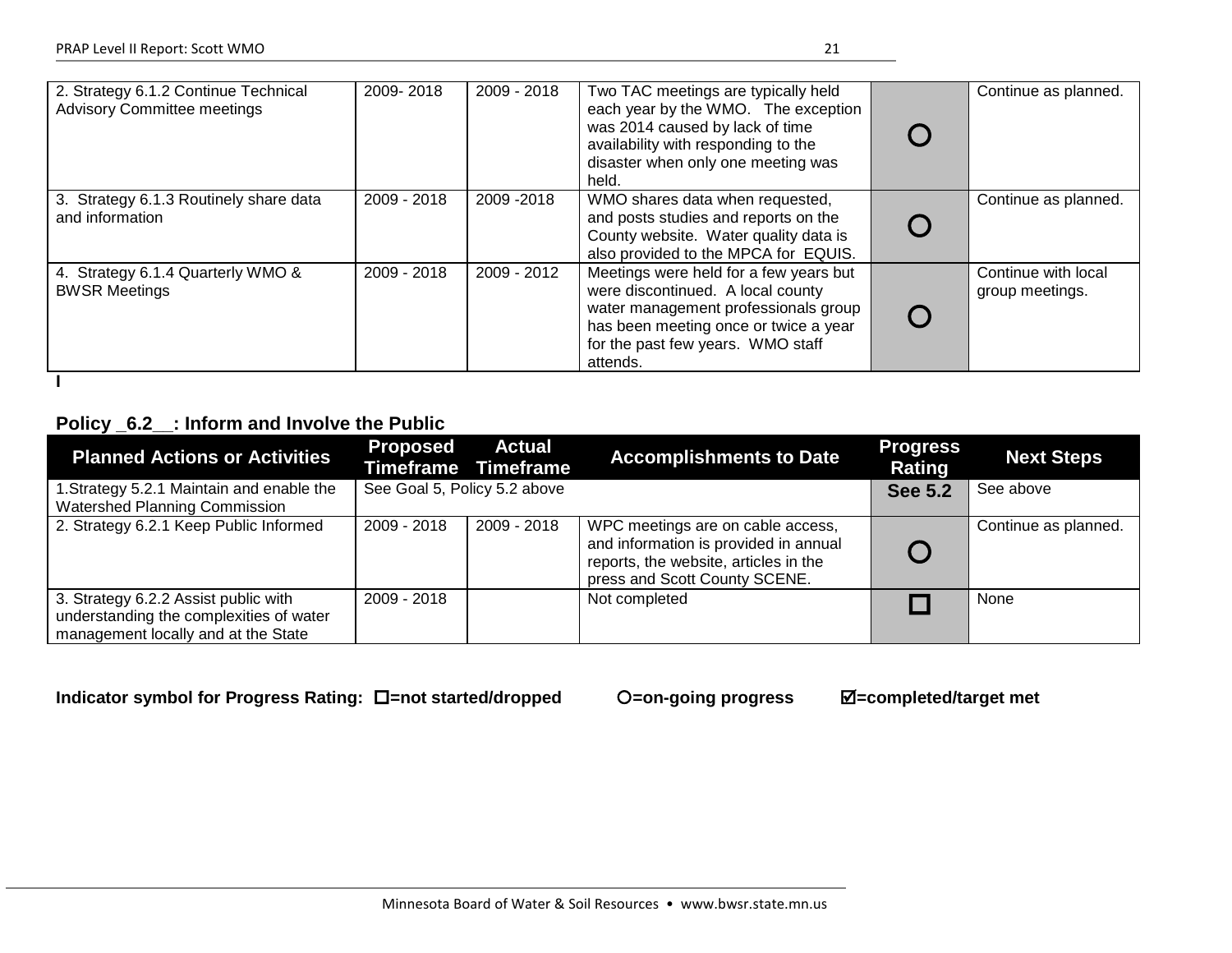| | | | | | |
|---|---|---|---|---|---|
| 2. Strategy 6.1.2 Continue Technical Advisory Committee meetings | 2009- 2018 | 2009 - 2018 | Two TAC meetings are typically held each year by the WMO. The exception was 2014 caused by lack of time availability with responding to the disaster when only one meeting was held. | O | Continue as planned. |
| 3. Strategy 6.1.3 Routinely share data and information | 2009 - 2018 | 2009 -2018 | WMO shares data when requested, and posts studies and reports on the County website. Water quality data is also provided to the MPCA for EQUIS. | O | Continue as planned. |
| 4. Strategy 6.1.4 Quarterly WMO & BWSR Meetings | 2009 - 2018 | 2009 - 2012 | Meetings were held for a few years but were discontinued. A local county water management professionals group has been meeting once or twice a year for the past few years. WMO staff attends. | O | Continue with local group meetings. |

**Policy _6.2__: Inform and Involve the Public**

| Planned Actions or Activities | Proposed Timeframe | Actual Timeframe | Accomplishments to Date | Progress Rating | Next Steps |
|---|---|---|---|---|---|
| 1.Strategy 5.2.1 Maintain and enable the Watershed Planning Commission | See Goal 5, Policy 5.2 above | | | **See 5.2** | See above |
| 2. Strategy 6.2.1 Keep Public Informed | 2009 - 2018 | 2009 - 2018 | WPC meetings are on cable access, and information is provided in annual reports, the website, articles in the press and Scott County SCENE. | O | Continue as planned. |
| 3. Strategy 6.2.2 Assist public with understanding the complexities of water management locally and at the State | 2009 - 2018 | | Not completed | ☐ | None |

**Indicator symbol for Progress Rating: ☐=not started/dropped O=on-going progress ☑=completed/target met**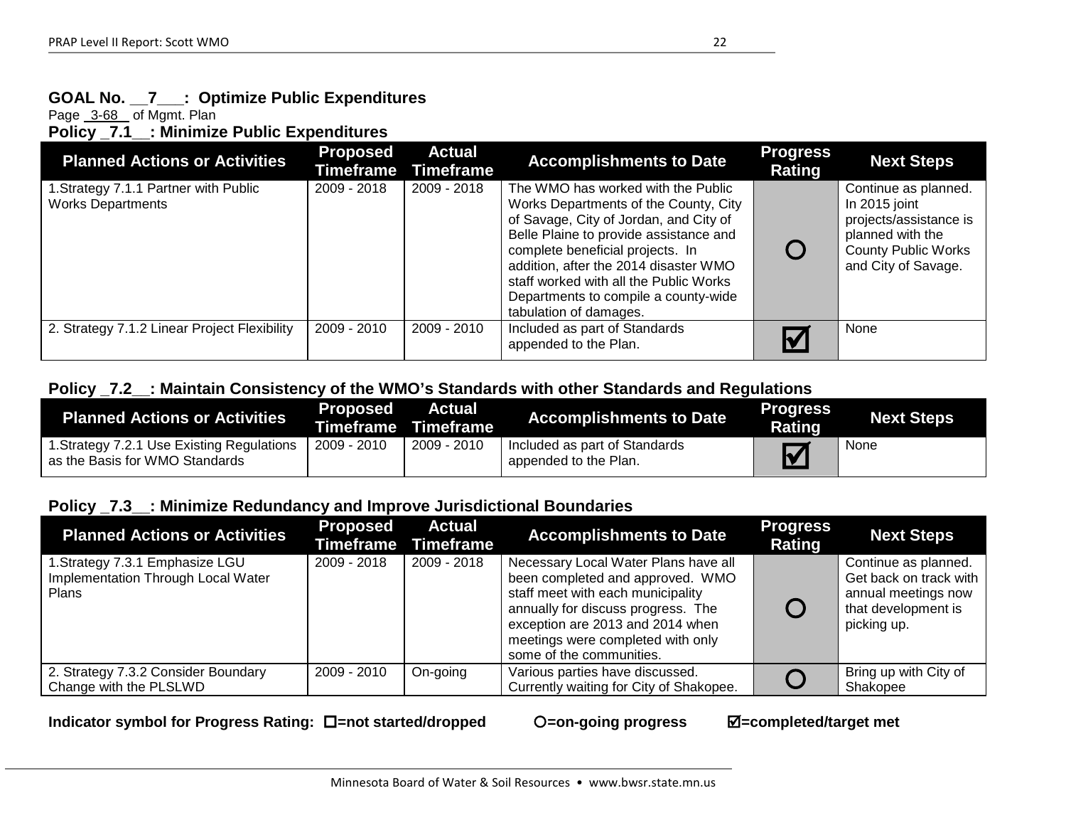### GOAL No. __7___: Optimize Public Expenditures

Page _3-68_ of Mgmt. Plan

### Policy _7.1__: Minimize Public Expenditures

| Planned Actions or Activities | Proposed Timeframe | Actual Timeframe | Accomplishments to Date | Progress Rating | Next Steps |
|---|---|---|---|---|---|
| 1.Strategy 7.1.1 Partner with Public Works Departments | 2009 - 2018 | 2009 - 2018 | The WMO has worked with the Public Works Departments of the County, City of Savage, City of Jordan, and City of Belle Plaine to provide assistance and complete beneficial projects. In addition, after the 2014 disaster WMO staff worked with all the Public Works Departments to compile a county-wide tabulation of damages. | ○ | Continue as planned. In 2015 joint projects/assistance is planned with the County Public Works and City of Savage. |
| 2. Strategy 7.1.2 Linear Project Flexibility | 2009 - 2010 | 2009 - 2010 | Included as part of Standards appended to the Plan. | ☑ | None |

### Policy _7.2__: Maintain Consistency of the WMO's Standards with other Standards and Regulations

| Planned Actions or Activities | Proposed Timeframe | Actual Timeframe | Accomplishments to Date | Progress Rating | Next Steps |
|---|---|---|---|---|---|
| 1.Strategy 7.2.1 Use Existing Regulations as the Basis for WMO Standards | 2009 - 2010 | 2009 - 2010 | Included as part of Standards appended to the Plan. | ☑ | None |

### Policy _7.3__: Minimize Redundancy and Improve Jurisdictional Boundaries

| Planned Actions or Activities | Proposed Timeframe | Actual Timeframe | Accomplishments to Date | Progress Rating | Next Steps |
|---|---|---|---|---|---|
| 1.Strategy 7.3.1 Emphasize LGU Implementation Through Local Water Plans | 2009 - 2018 | 2009 - 2018 | Necessary Local Water Plans have all been completed and approved. WMO staff meet with each municipality annually for discuss progress. The exception are 2013 and 2014 when meetings were completed with only some of the communities. | ○ | Continue as planned. Get back on track with annual meetings now that development is picking up. |
| 2. Strategy 7.3.2 Consider Boundary Change with the PLSLWD | 2009 - 2010 | On-going | Various parties have discussed. Currently waiting for City of Shakopee. | ○ | Bring up with City of Shakopee |

**Indicator symbol for Progress Rating: ☐=not started/dropped ○=on-going progress ☑=completed/target met**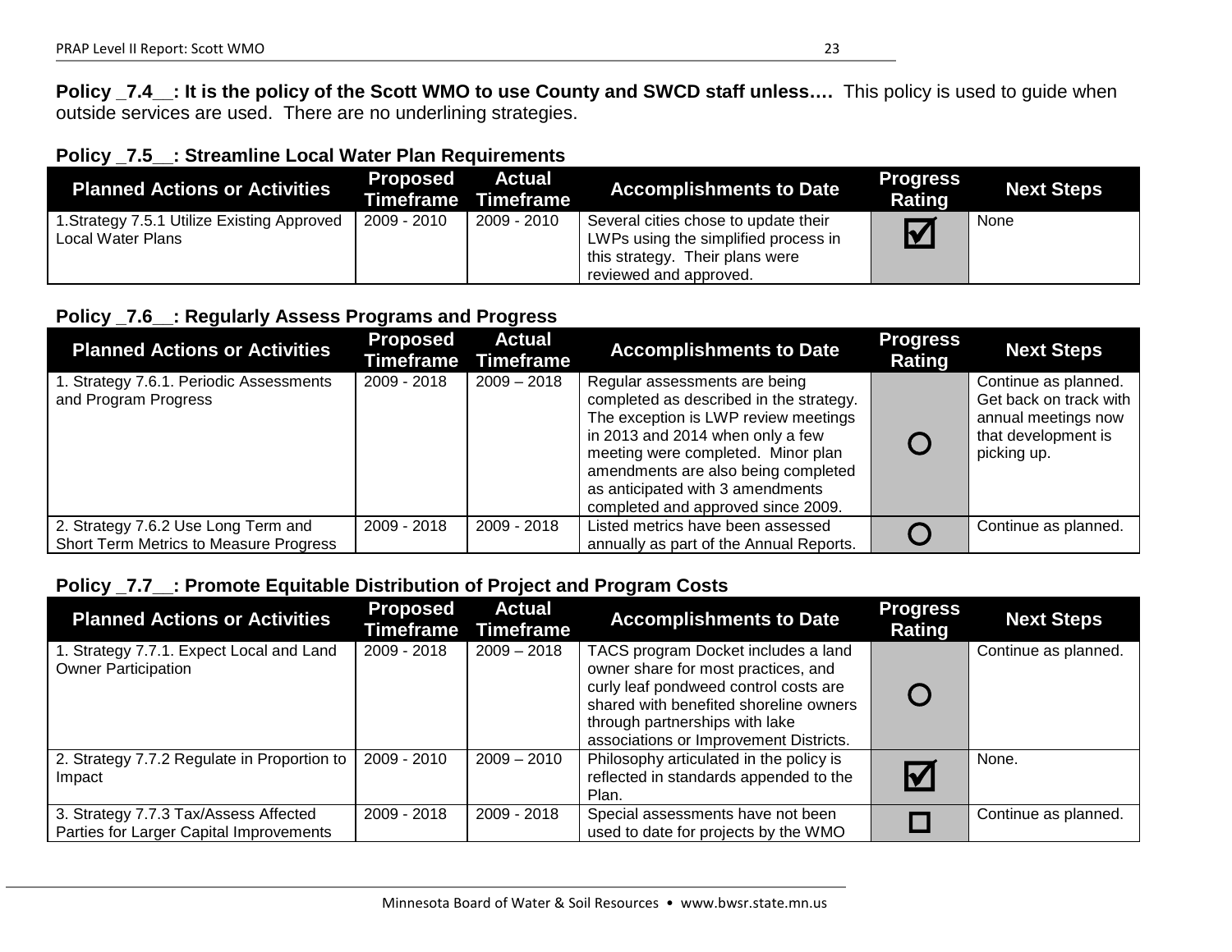**Policy _7.4__: It is the policy of the Scott WMO to use County and SWCD staff unless….** This policy is used to guide when outside services are used. There are no underlining strategies.

**Policy _7.5__: Streamline Local Water Plan Requirements**

| Planned Actions or Activities | Proposed Timeframe | Actual Timeframe | Accomplishments to Date | Progress Rating | Next Steps |
|---|---|---|---|---|---|
| 1.Strategy 7.5.1 Utilize Existing Approved Local Water Plans | 2009 - 2010 | 2009 - 2010 | Several cities chose to update their LWPs using the simplified process in this strategy. Their plans were reviewed and approved. | ☑ | None |

**Policy _7.6__: Regularly Assess Programs and Progress**

| Planned Actions or Activities | Proposed Timeframe | Actual Timeframe | Accomplishments to Date | Progress Rating | Next Steps |
|---|---|---|---|---|---|
| 1. Strategy 7.6.1. Periodic Assessments and Program Progress | 2009 - 2018 | 2009 – 2018 | Regular assessments are being completed as described in the strategy. The exception is LWP review meetings in 2013 and 2014 when only a few meeting were completed. Minor plan amendments are also being completed as anticipated with 3 amendments completed and approved since 2009. | ○ | Continue as planned. Get back on track with annual meetings now that development is picking up. |
| 2. Strategy 7.6.2 Use Long Term and Short Term Metrics to Measure Progress | 2009 - 2018 | 2009 - 2018 | Listed metrics have been assessed annually as part of the Annual Reports. | ○ | Continue as planned. |

**Policy _7.7__: Promote Equitable Distribution of Project and Program Costs**

| Planned Actions or Activities | Proposed Timeframe | Actual Timeframe | Accomplishments to Date | Progress Rating | Next Steps |
|---|---|---|---|---|---|
| 1. Strategy 7.7.1. Expect Local and Land Owner Participation | 2009 - 2018 | 2009 – 2018 | TACS program Docket includes a land owner share for most practices, and curly leaf pondweed control costs are shared with benefited shoreline owners through partnerships with lake associations or Improvement Districts. | ○ | Continue as planned. |
| 2. Strategy 7.7.2 Regulate in Proportion to Impact | 2009 - 2010 | 2009 – 2010 | Philosophy articulated in the policy is reflected in standards appended to the Plan. | ☑ | None. |
| 3. Strategy 7.7.3 Tax/Assess Affected Parties for Larger Capital Improvements | 2009 - 2018 | 2009 - 2018 | Special assessments have not been used to date for projects by the WMO | ☐ | Continue as planned. |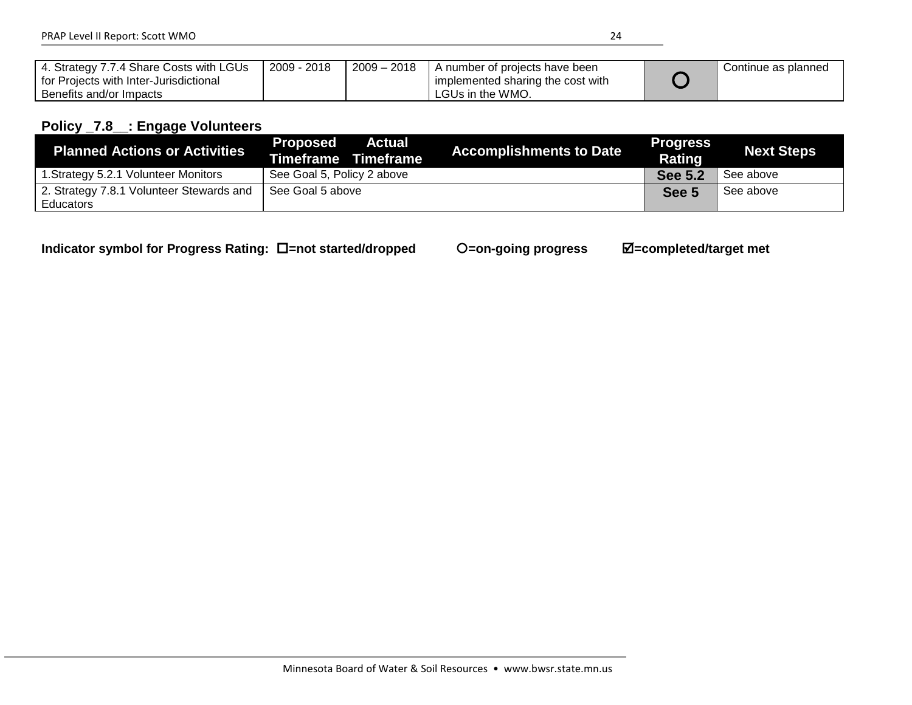| 4. Strategy 7.7.4 Share Costs with LGUs for Projects with Inter-Jurisdictional Benefits and/or Impacts | 2009 - 2018 | 2009 – 2018 | A number of projects have been implemented sharing the cost with LGUs in the WMO. | ○ | Continue as planned |
|---|---|---|---|---|---|

### Policy _7.8__: Engage Volunteers

| Planned Actions or Activities | Proposed Timeframe | Actual Timeframe | Accomplishments to Date | Progress Rating | Next Steps |
|---|---|---|---|---|---|
| 1.Strategy 5.2.1 Volunteer Monitors | See Goal 5, Policy 2 above | | | **See 5.2** | See above |
| 2. Strategy 7.8.1 Volunteer Stewards and Educators | See Goal 5 above | | | **See 5** | See above |

**Indicator symbol for Progress Rating: ☐=not started/dropped ○=on-going progress ☑=completed/target met**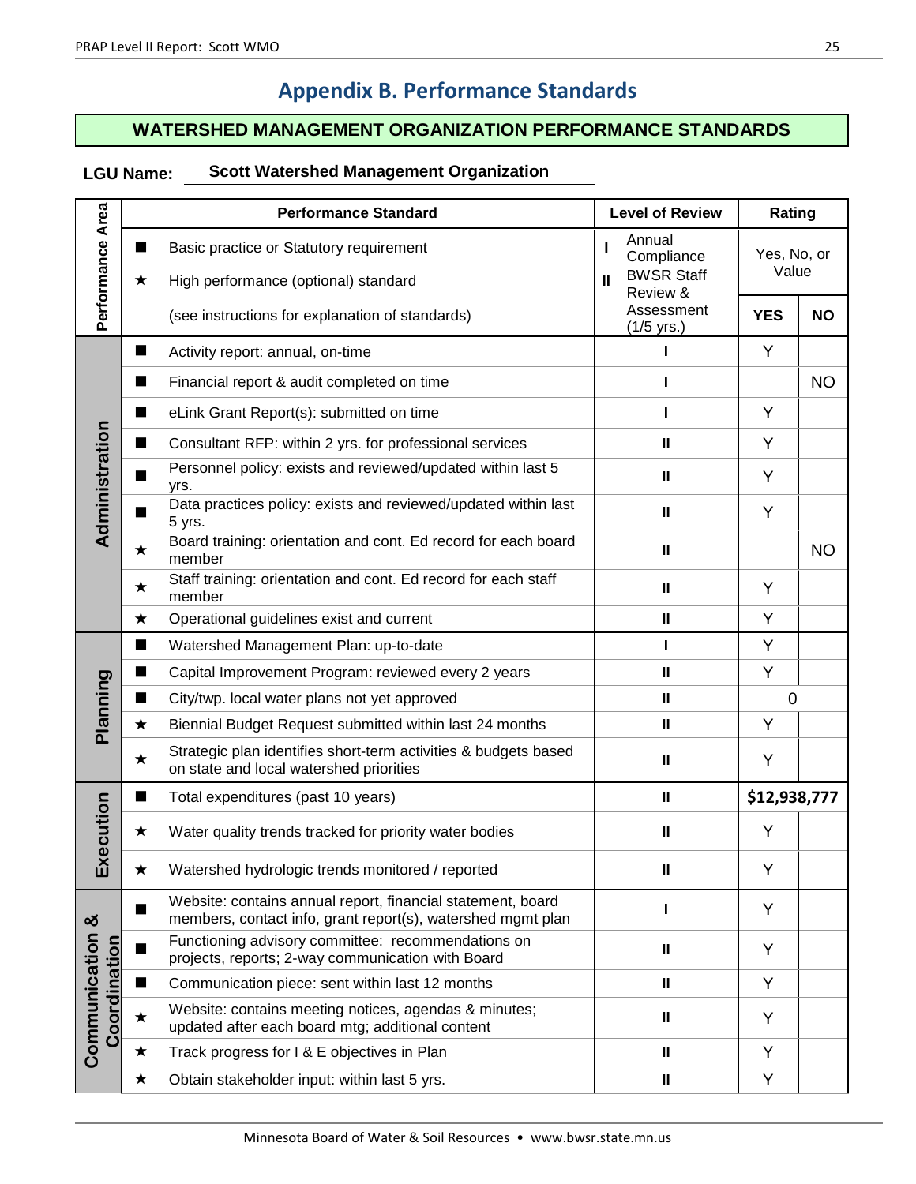# Appendix B. Performance Standards

## WATERSHED MANAGEMENT ORGANIZATION PERFORMANCE STANDARDS

**LGU Name:** **Scott Watershed Management Organization**

| Performance Area | | Performance Standard | Level of Review | Rating | |
|---|---|---|---|---|---|
| | ■ | Basic practice or Statutory requirement | I Annual Compliance | Yes, No, or Value | |
| | ★ | High performance (optional) standard | II BWSR Staff Review & Assessment (1/5 yrs.) | | |
| | | (see instructions for explanation of standards) | | **YES** | **NO** |
| **Administration** | ■ | Activity report: annual, on-time | I | Y | |
| | ■ | Financial report & audit completed on time | I | | NO |
| | ■ | eLink Grant Report(s): submitted on time | I | Y | |
| | ■ | Consultant RFP: within 2 yrs. for professional services | II | Y | |
| | ■ | Personnel policy: exists and reviewed/updated within last 5 yrs. | II | Y | |
| | ■ | Data practices policy: exists and reviewed/updated within last 5 yrs. | II | Y | |
| | ★ | Board training: orientation and cont. Ed record for each board member | II | | NO |
| | ★ | Staff training: orientation and cont. Ed record for each staff member | II | Y | |
| | ★ | Operational guidelines exist and current | II | Y | |
| **Planning** | ■ | Watershed Management Plan: up-to-date | I | Y | |
| | ■ | Capital Improvement Program: reviewed every 2 years | II | Y | |
| | ■ | City/twp. local water plans not yet approved | II | 0 | |
| | ★ | Biennial Budget Request submitted within last 24 months | II | Y | |
| | ★ | Strategic plan identifies short-term activities & budgets based on state and local watershed priorities | II | Y | |
| **Execution** | ■ | Total expenditures (past 10 years) | II | **$12,938,777** | |
| | ★ | Water quality trends tracked for priority water bodies | II | Y | |
| | ★ | Watershed hydrologic trends monitored / reported | II | Y | |
| **Communication & Coordination** | ■ | Website: contains annual report, financial statement, board members, contact info, grant report(s), watershed mgmt plan | I | Y | |
| | ■ | Functioning advisory committee: recommendations on projects, reports; 2-way communication with Board | II | Y | |
| | ■ | Communication piece: sent within last 12 months | II | Y | |
| | ★ | Website: contains meeting notices, agendas & minutes; updated after each board mtg; additional content | II | Y | |
| | ★ | Track progress for I & E objectives in Plan | II | Y | |
| | ★ | Obtain stakeholder input: within last 5 yrs. | II | Y | |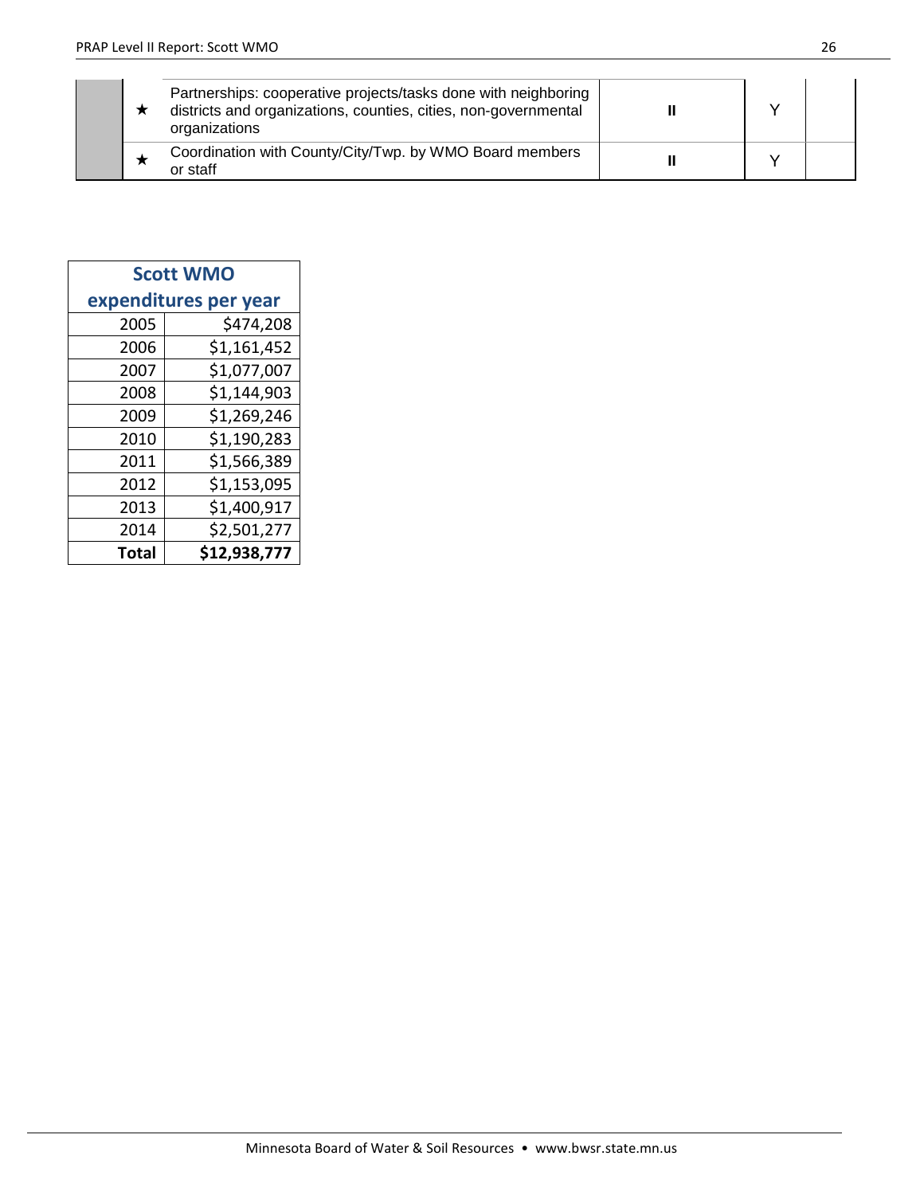|  |  |  |  |  |
|---|---|---|---|---|
|  | ★ | Partnerships: cooperative projects/tasks done with neighboring districts and organizations, counties, cities, non-governmental organizations | **II** | Y |  |
|  | ★ | Coordination with County/City/Twp. by WMO Board members or staff | **II** | Y |  |

| **Scott WMO expenditures per year** | |
|---|---|
| 2005 | $474,208 |
| 2006 | $1,161,452 |
| 2007 | $1,077,007 |
| 2008 | $1,144,903 |
| 2009 | $1,269,246 |
| 2010 | $1,190,283 |
| 2011 | $1,566,389 |
| 2012 | $1,153,095 |
| 2013 | $1,400,917 |
| 2014 | $2,501,277 |
| **Total** | **$12,938,777** |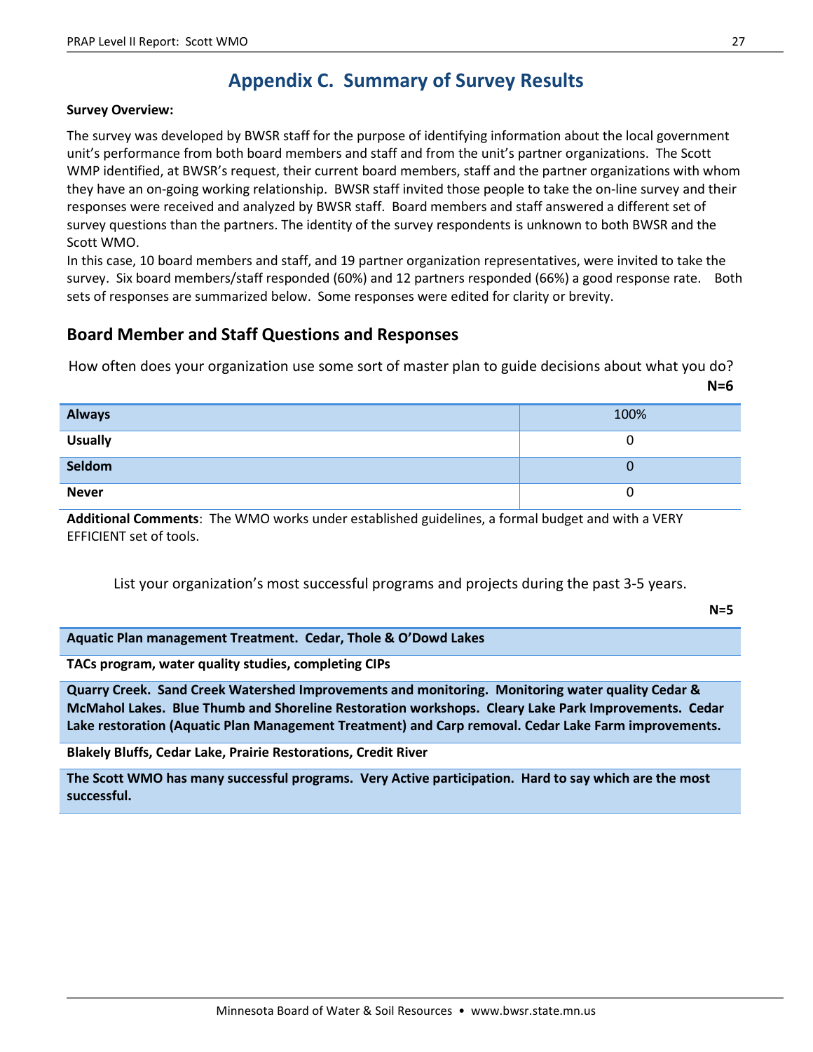# Appendix C. Summary of Survey Results

**Survey Overview:**

The survey was developed by BWSR staff for the purpose of identifying information about the local government unit's performance from both board members and staff and from the unit's partner organizations. The Scott WMP identified, at BWSR's request, their current board members, staff and the partner organizations with whom they have an on-going working relationship. BWSR staff invited those people to take the on-line survey and their responses were received and analyzed by BWSR staff. Board members and staff answered a different set of survey questions than the partners. The identity of the survey respondents is unknown to both BWSR and the Scott WMO.

In this case, 10 board members and staff, and 19 partner organization representatives, were invited to take the survey. Six board members/staff responded (60%) and 12 partners responded (66%) a good response rate. Both sets of responses are summarized below. Some responses were edited for clarity or brevity.

## Board Member and Staff Questions and Responses

How often does your organization use some sort of master plan to guide decisions about what you do?

**N=6**

| | |
|---|---|
| **Always** | 100% |
| **Usually** | 0 |
| **Seldom** | 0 |
| **Never** | 0 |

**Additional Comments**: The WMO works under established guidelines, a formal budget and with a VERY EFFICIENT set of tools.

List your organization's most successful programs and projects during the past 3-5 years.

**N=5**

| |
|---|
| **Aquatic Plan management Treatment. Cedar, Thole & O'Dowd Lakes** |
| **TACs program, water quality studies, completing CIPs** |
| **Quarry Creek. Sand Creek Watershed Improvements and monitoring. Monitoring water quality Cedar & McMahol Lakes. Blue Thumb and Shoreline Restoration workshops. Cleary Lake Park Improvements. Cedar Lake restoration (Aquatic Plan Management Treatment) and Carp removal. Cedar Lake Farm improvements.** |
| **Blakely Bluffs, Cedar Lake, Prairie Restorations, Credit River** |
| **The Scott WMO has many successful programs. Very Active participation. Hard to say which are the most successful.** |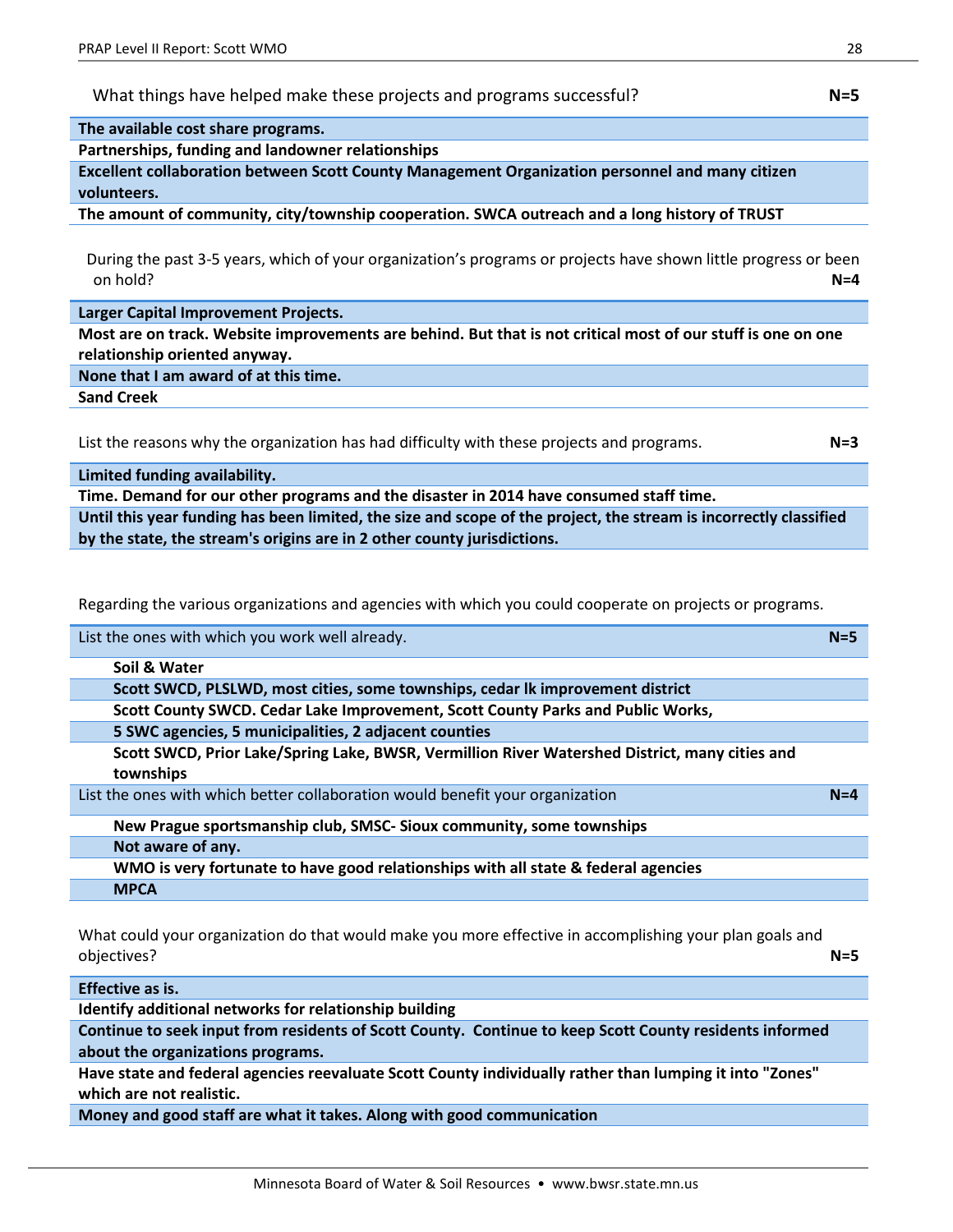What things have helped make these projects and programs successful? **N=5**

| |
|---|
| **The available cost share programs.** |
| **Partnerships, funding and landowner relationships** |
| **Excellent collaboration between Scott County Management Organization personnel and many citizen volunteers.** |
| **The amount of community, city/township cooperation. SWCA outreach and a long history of TRUST** |

During the past 3-5 years, which of your organization's programs or projects have shown little progress or been on hold? **N=4**

| |
|---|
| **Larger Capital Improvement Projects.** |
| **Most are on track. Website improvements are behind. But that is not critical most of our stuff is one on one relationship oriented anyway.** |
| **None that I am award of at this time.** |
| **Sand Creek** |

List the reasons why the organization has had difficulty with these projects and programs. **N=3**

| |
|---|
| **Limited funding availability.** |
| **Time. Demand for our other programs and the disaster in 2014 have consumed staff time.** |
| **Until this year funding has been limited, the size and scope of the project, the stream is incorrectly classified by the state, the stream's origins are in 2 other county jurisdictions.** |

Regarding the various organizations and agencies with which you could cooperate on projects or programs.

| List the ones with which you work well already. **N=5** |
|---|
| **Soil & Water** |
| **Scott SWCD, PLSLWD, most cities, some townships, cedar lk improvement district** |
| **Scott County SWCD. Cedar Lake Improvement, Scott County Parks and Public Works,** |
| **5 SWC agencies, 5 municipalities, 2 adjacent counties** |
| **Scott SWCD, Prior Lake/Spring Lake, BWSR, Vermillion River Watershed District, many cities and townships** |

| List the ones with which better collaboration would benefit your organization **N=4** |
|---|
| **New Prague sportsmanship club, SMSC- Sioux community, some townships** |
| **Not aware of any.** |
| **WMO is very fortunate to have good relationships with all state & federal agencies** |
| **MPCA** |

What could your organization do that would make you more effective in accomplishing your plan goals and objectives? **N=5**

| |
|---|
| **Effective as is.** |
| **Identify additional networks for relationship building** |
| **Continue to seek input from residents of Scott County. Continue to keep Scott County residents informed about the organizations programs.** |
| **Have state and federal agencies reevaluate Scott County individually rather than lumping it into "Zones" which are not realistic.** |
| **Money and good staff are what it takes. Along with good communication** |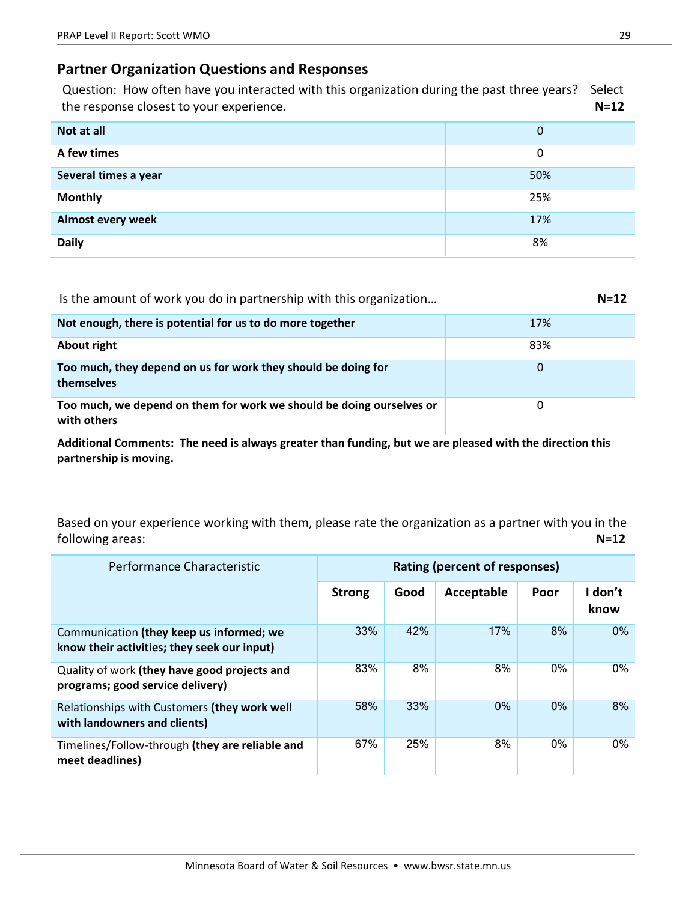## Partner Organization Questions and Responses

Question: How often have you interacted with this organization during the past three years? Select the response closest to your experience. **N=12**

| | |
|---|---|
| **Not at all** | 0 |
| **A few times** | 0 |
| **Several times a year** | 50% |
| **Monthly** | 25% |
| **Almost every week** | 17% |
| **Daily** | 8% |

Is the amount of work you do in partnership with this organization… **N=12**

| | |
|---|---|
| **Not enough, there is potential for us to do more together** | 17% |
| **About right** | 83% |
| **Too much, they depend on us for work they should be doing for themselves** | 0 |
| **Too much, we depend on them for work we should be doing ourselves or with others** | 0 |

**Additional Comments: The need is always greater than funding, but we are pleased with the direction this partnership is moving.**

Based on your experience working with them, please rate the organization as a partner with you in the following areas: **N=12**

| Performance Characteristic | Rating (percent of responses) | | | | |
|---|---|---|---|---|---|
| | **Strong** | **Good** | **Acceptable** | **Poor** | **I don't know** |
| Communication **(they keep us informed; we know their activities; they seek our input)** | 33% | 42% | 17% | 8% | 0% |
| Quality of work **(they have good projects and programs; good service delivery)** | 83% | 8% | 8% | 0% | 0% |
| Relationships with Customers **(they work well with landowners and clients)** | 58% | 33% | 0% | 0% | 8% |
| Timelines/Follow-through **(they are reliable and meet deadlines)** | 67% | 25% | 8% | 0% | 0% |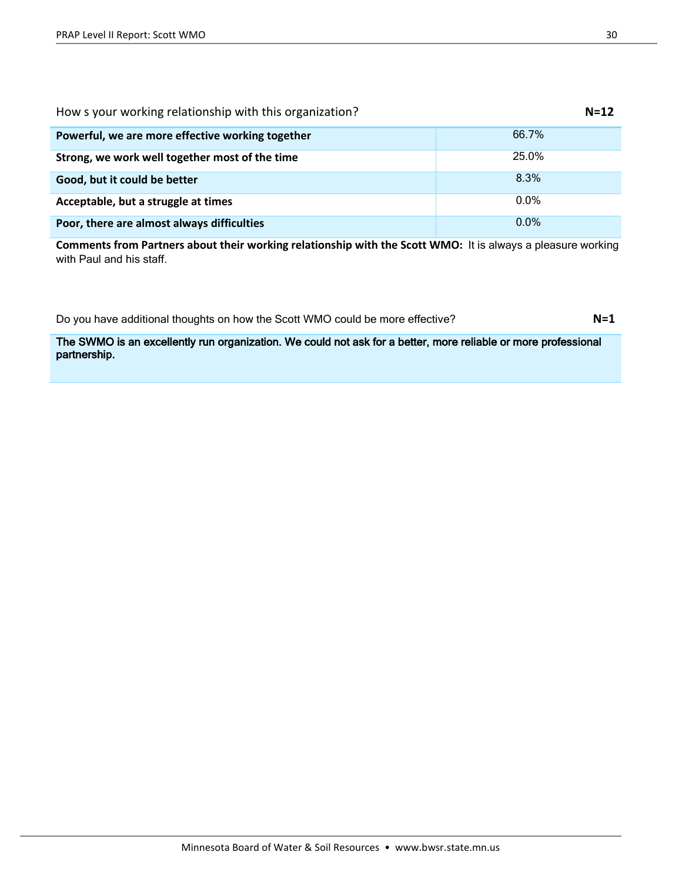How s your working relationship with this organization? **N=12**

| | |
|---|---|
| **Powerful, we are more effective working together** | 66.7% |
| **Strong, we work well together most of the time** | 25.0% |
| **Good, but it could be better** | 8.3% |
| **Acceptable, but a struggle at times** | 0.0% |
| **Poor, there are almost always difficulties** | 0.0% |

**Comments from Partners about their working relationship with the Scott WMO:** It is always a pleasure working with Paul and his staff.

Do you have additional thoughts on how the Scott WMO could be more effective? **N=1**

**The SWMO is an excellently run organization. We could not ask for a better, more reliable or more professional partnership.**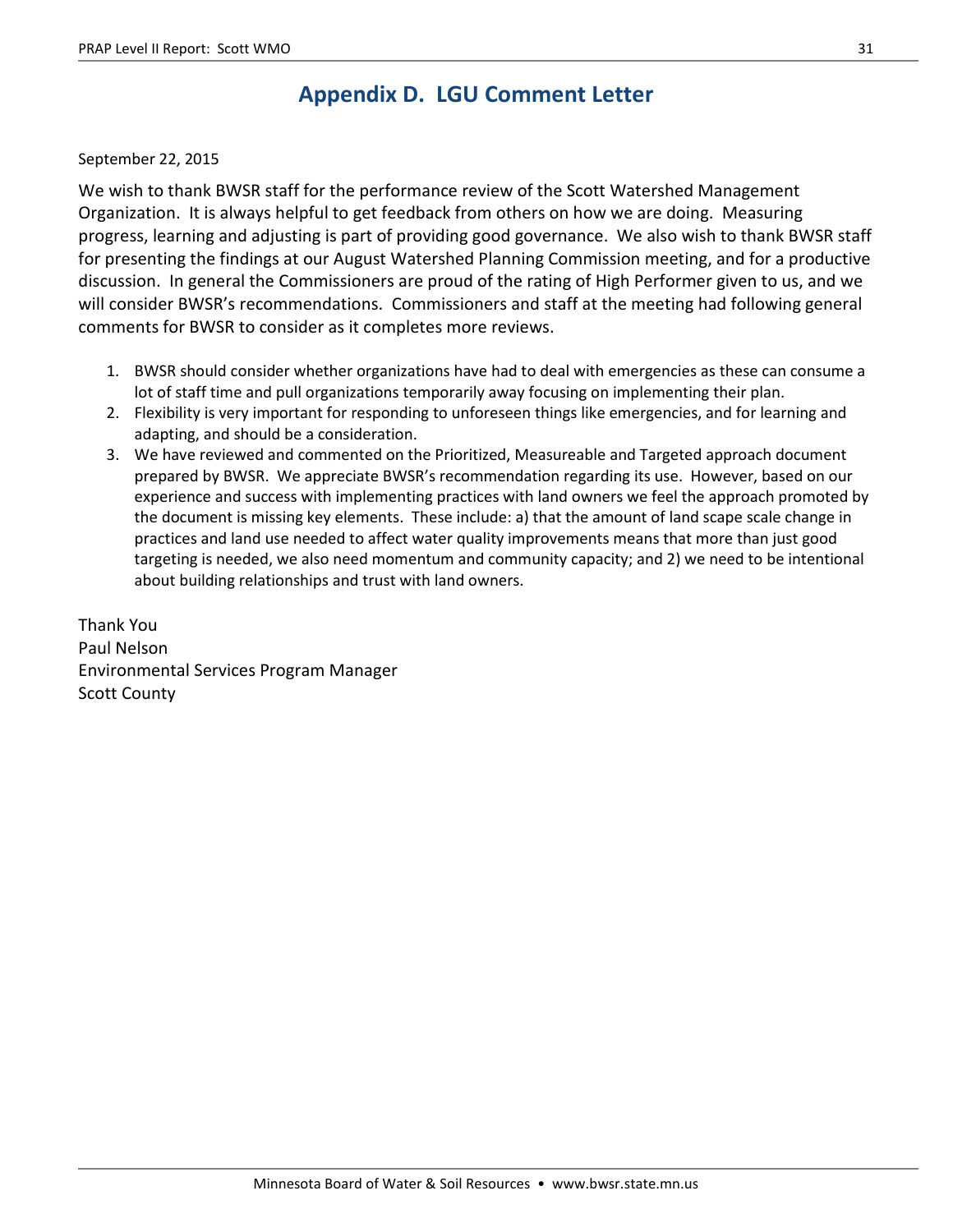# Appendix D. LGU Comment Letter

September 22, 2015

We wish to thank BWSR staff for the performance review of the Scott Watershed Management Organization. It is always helpful to get feedback from others on how we are doing. Measuring progress, learning and adjusting is part of providing good governance. We also wish to thank BWSR staff for presenting the findings at our August Watershed Planning Commission meeting, and for a productive discussion. In general the Commissioners are proud of the rating of High Performer given to us, and we will consider BWSR's recommendations. Commissioners and staff at the meeting had following general comments for BWSR to consider as it completes more reviews.

1. BWSR should consider whether organizations have had to deal with emergencies as these can consume a lot of staff time and pull organizations temporarily away focusing on implementing their plan.
2. Flexibility is very important for responding to unforeseen things like emergencies, and for learning and adapting, and should be a consideration.
3. We have reviewed and commented on the Prioritized, Measureable and Targeted approach document prepared by BWSR. We appreciate BWSR's recommendation regarding its use. However, based on our experience and success with implementing practices with land owners we feel the approach promoted by the document is missing key elements. These include: a) that the amount of land scape scale change in practices and land use needed to affect water quality improvements means that more than just good targeting is needed, we also need momentum and community capacity; and 2) we need to be intentional about building relationships and trust with land owners.

Thank You
Paul Nelson
Environmental Services Program Manager
Scott County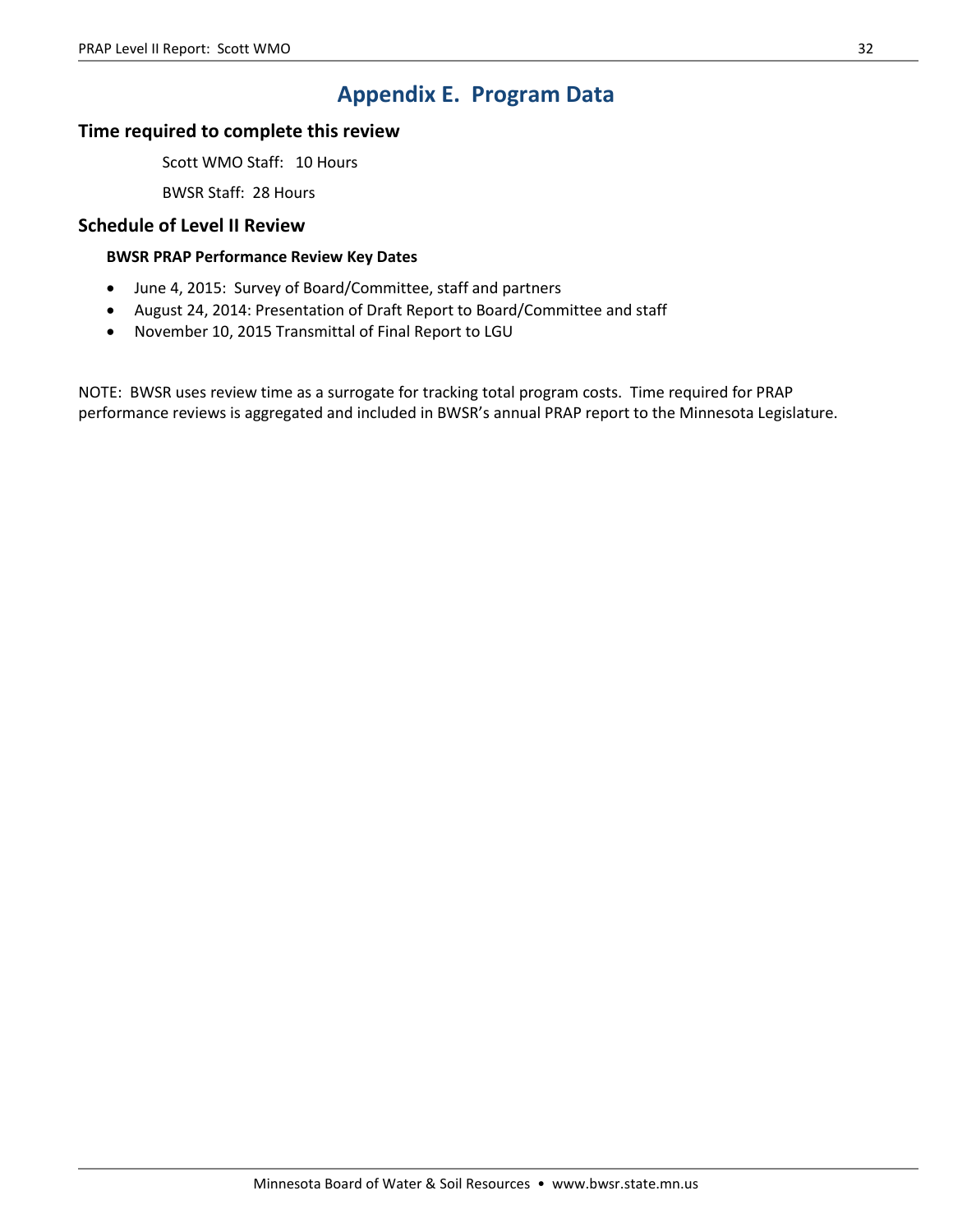# Appendix E. Program Data

## Time required to complete this review

Scott WMO Staff: 10 Hours

BWSR Staff: 28 Hours

## Schedule of Level II Review

**BWSR PRAP Performance Review Key Dates**

- June 4, 2015: Survey of Board/Committee, staff and partners
- August 24, 2014: Presentation of Draft Report to Board/Committee and staff
- November 10, 2015 Transmittal of Final Report to LGU

NOTE: BWSR uses review time as a surrogate for tracking total program costs. Time required for PRAP performance reviews is aggregated and included in BWSR's annual PRAP report to the Minnesota Legislature.